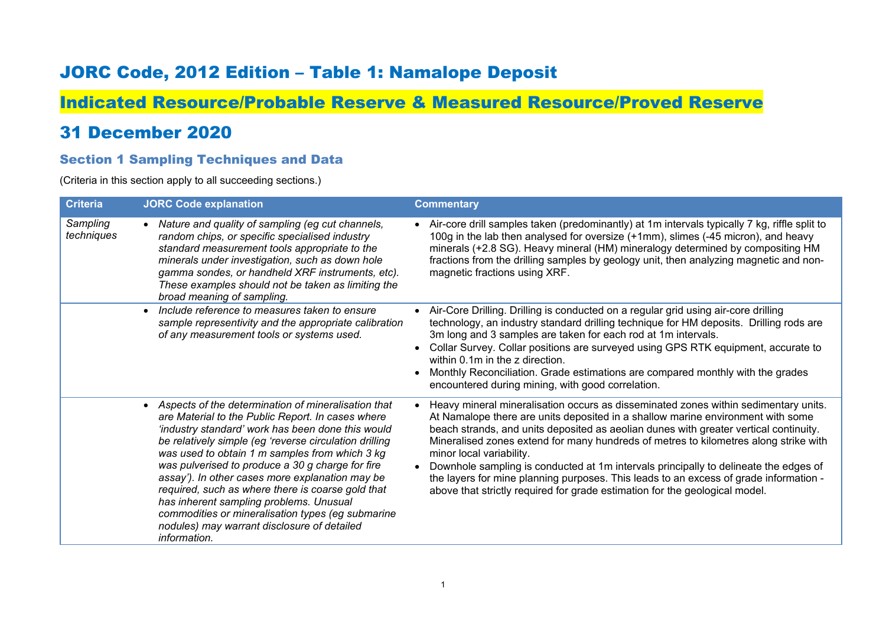# JORC Code, 2012 Edition – Table 1: Namalope Deposit

## Indicated Resource/Probable Reserve & Measured Resource/Proved Reserve

## 31 December 2020

### Section 1 Sampling Techniques and Data

(Criteria in this section apply to all succeeding sections.)

| Criteria | JORC Code explanation | Commentary |
| --- | --- | --- |
| *Sampling techniques* | • *Nature and quality of sampling (eg cut channels, random chips, or specific specialised industry standard measurement tools appropriate to the minerals under investigation, such as down hole gamma sondes, or handheld XRF instruments, etc). These examples should not be taken as limiting the broad meaning of sampling.* | • Air-core drill samples taken (predominantly) at 1m intervals typically 7 kg, riffle split to 100g in the lab then analysed for oversize (+1mm), slimes (-45 micron), and heavy minerals (+2.8 SG). Heavy mineral (HM) mineralogy determined by compositing HM fractions from the drilling samples by geology unit, then analyzing magnetic and non-magnetic fractions using XRF. |
| | • *Include reference to measures taken to ensure sample representivity and the appropriate calibration of any measurement tools or systems used.* | • Air-Core Drilling. Drilling is conducted on a regular grid using air-core drilling technology, an industry standard drilling technique for HM deposits. Drilling rods are 3m long and 3 samples are taken for each rod at 1m intervals.<br>• Collar Survey. Collar positions are surveyed using GPS RTK equipment, accurate to within 0.1m in the z direction.<br>• Monthly Reconciliation. Grade estimations are compared monthly with the grades encountered during mining, with good correlation. |
| | • *Aspects of the determination of mineralisation that are Material to the Public Report. In cases where 'industry standard' work has been done this would be relatively simple (eg 'reverse circulation drilling was used to obtain 1 m samples from which 3 kg was pulverised to produce a 30 g charge for fire assay'). In other cases more explanation may be required, such as where there is coarse gold that has inherent sampling problems. Unusual commodities or mineralisation types (eg submarine nodules) may warrant disclosure of detailed information.* | • Heavy mineral mineralisation occurs as disseminated zones within sedimentary units. At Namalope there are units deposited in a shallow marine environment with some beach strands, and units deposited as aeolian dunes with greater vertical continuity. Mineralised zones extend for many hundreds of metres to kilometres along strike with minor local variability.<br>• Downhole sampling is conducted at 1m intervals principally to delineate the edges of the layers for mine planning purposes. This leads to an excess of grade information - above that strictly required for grade estimation for the geological model. |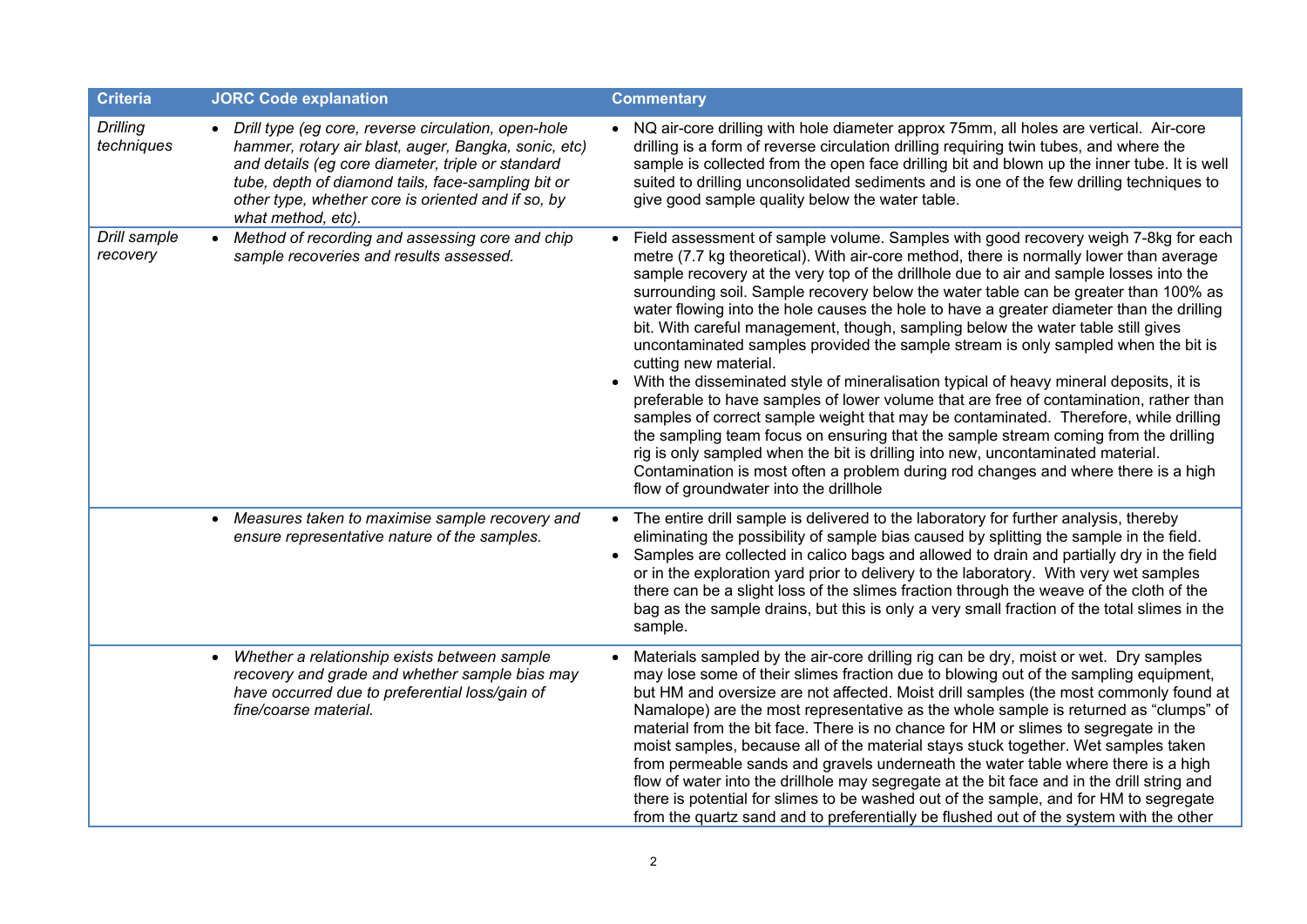| Criteria | JORC Code explanation | Commentary |
|---|---|---|
| *Drilling techniques* | • *Drill type (eg core, reverse circulation, open-hole hammer, rotary air blast, auger, Bangka, sonic, etc) and details (eg core diameter, triple or standard tube, depth of diamond tails, face-sampling bit or other type, whether core is oriented and if so, by what method, etc).* | • NQ air-core drilling with hole diameter approx 75mm, all holes are vertical. Air-core drilling is a form of reverse circulation drilling requiring twin tubes, and where the sample is collected from the open face drilling bit and blown up the inner tube. It is well suited to drilling unconsolidated sediments and is one of the few drilling techniques to give good sample quality below the water table. |
| *Drill sample recovery* | • *Method of recording and assessing core and chip sample recoveries and results assessed.* | • Field assessment of sample volume. Samples with good recovery weigh 7-8kg for each metre (7.7 kg theoretical). With air-core method, there is normally lower than average sample recovery at the very top of the drillhole due to air and sample losses into the surrounding soil. Sample recovery below the water table can be greater than 100% as water flowing into the hole causes the hole to have a greater diameter than the drilling bit. With careful management, though, sampling below the water table still gives uncontaminated samples provided the sample stream is only sampled when the bit is cutting new material.<br>• With the disseminated style of mineralisation typical of heavy mineral deposits, it is preferable to have samples of lower volume that are free of contamination, rather than samples of correct sample weight that may be contaminated. Therefore, while drilling the sampling team focus on ensuring that the sample stream coming from the drilling rig is only sampled when the bit is drilling into new, uncontaminated material. Contamination is most often a problem during rod changes and where there is a high flow of groundwater into the drillhole |
| | • *Measures taken to maximise sample recovery and ensure representative nature of the samples.* | • The entire drill sample is delivered to the laboratory for further analysis, thereby eliminating the possibility of sample bias caused by splitting the sample in the field.<br>• Samples are collected in calico bags and allowed to drain and partially dry in the field or in the exploration yard prior to delivery to the laboratory. With very wet samples there can be a slight loss of the slimes fraction through the weave of the cloth of the bag as the sample drains, but this is only a very small fraction of the total slimes in the sample. |
| | • *Whether a relationship exists between sample recovery and grade and whether sample bias may have occurred due to preferential loss/gain of fine/coarse material.* | • Materials sampled by the air-core drilling rig can be dry, moist or wet. Dry samples may lose some of their slimes fraction due to blowing out of the sampling equipment, but HM and oversize are not affected. Moist drill samples (the most commonly found at Namalope) are the most representative as the whole sample is returned as "clumps" of material from the bit face. There is no chance for HM or slimes to segregate in the moist samples, because all of the material stays stuck together. Wet samples taken from permeable sands and gravels underneath the water table where there is a high flow of water into the drillhole may segregate at the bit face and in the drill string and there is potential for slimes to be washed out of the sample, and for HM to segregate from the quartz sand and to preferentially be flushed out of the system with the other |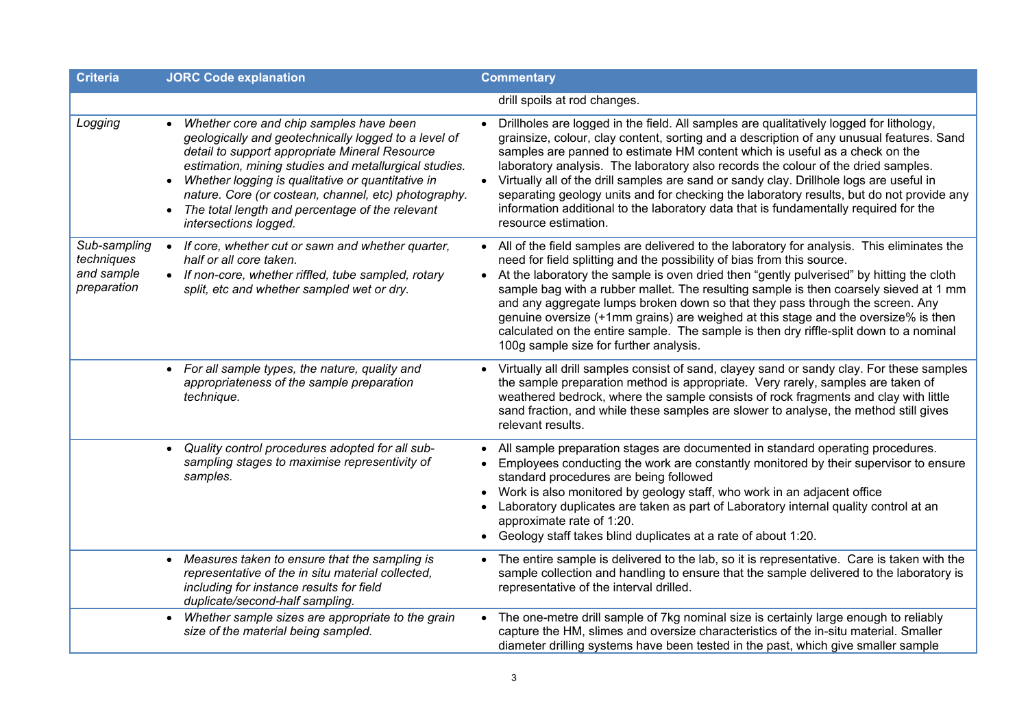| Criteria | JORC Code explanation | Commentary |
|---|---|---|
| | | drill spoils at rod changes. |
| *Logging* | • *Whether core and chip samples have been geologically and geotechnically logged to a level of detail to support appropriate Mineral Resource estimation, mining studies and metallurgical studies.*<br>• *Whether logging is qualitative or quantitative in nature. Core (or costean, channel, etc) photography.*<br>• *The total length and percentage of the relevant intersections logged.* | • Drillholes are logged in the field. All samples are qualitatively logged for lithology, grainsize, colour, clay content, sorting and a description of any unusual features. Sand samples are panned to estimate HM content which is useful as a check on the laboratory analysis. The laboratory also records the colour of the dried samples.<br>• Virtually all of the drill samples are sand or sandy clay. Drillhole logs are useful in separating geology units and for checking the laboratory results, but do not provide any information additional to the laboratory data that is fundamentally required for the resource estimation. |
| *Sub-sampling techniques and sample preparation* | • *If core, whether cut or sawn and whether quarter, half or all core taken.*<br>• *If non-core, whether riffled, tube sampled, rotary split, etc and whether sampled wet or dry.* | • All of the field samples are delivered to the laboratory for analysis. This eliminates the need for field splitting and the possibility of bias from this source.<br>• At the laboratory the sample is oven dried then "gently pulverised" by hitting the cloth sample bag with a rubber mallet. The resulting sample is then coarsely sieved at 1 mm and any aggregate lumps broken down so that they pass through the screen. Any genuine oversize (+1mm grains) are weighed at this stage and the oversize% is then calculated on the entire sample. The sample is then dry riffle-split down to a nominal 100g sample size for further analysis. |
| | • *For all sample types, the nature, quality and appropriateness of the sample preparation technique.* | • Virtually all drill samples consist of sand, clayey sand or sandy clay. For these samples the sample preparation method is appropriate. Very rarely, samples are taken of weathered bedrock, where the sample consists of rock fragments and clay with little sand fraction, and while these samples are slower to analyse, the method still gives relevant results. |
| | • *Quality control procedures adopted for all sub-sampling stages to maximise representivity of samples.* | • All sample preparation stages are documented in standard operating procedures.<br>• Employees conducting the work are constantly monitored by their supervisor to ensure standard procedures are being followed<br>• Work is also monitored by geology staff, who work in an adjacent office<br>• Laboratory duplicates are taken as part of Laboratory internal quality control at an approximate rate of 1:20.<br>• Geology staff takes blind duplicates at a rate of about 1:20. |
| | • *Measures taken to ensure that the sampling is representative of the in situ material collected, including for instance results for field duplicate/second-half sampling.* | • The entire sample is delivered to the lab, so it is representative. Care is taken with the sample collection and handling to ensure that the sample delivered to the laboratory is representative of the interval drilled. |
| | • *Whether sample sizes are appropriate to the grain size of the material being sampled.* | • The one-metre drill sample of 7kg nominal size is certainly large enough to reliably capture the HM, slimes and oversize characteristics of the in-situ material. Smaller diameter drilling systems have been tested in the past, which give smaller sample |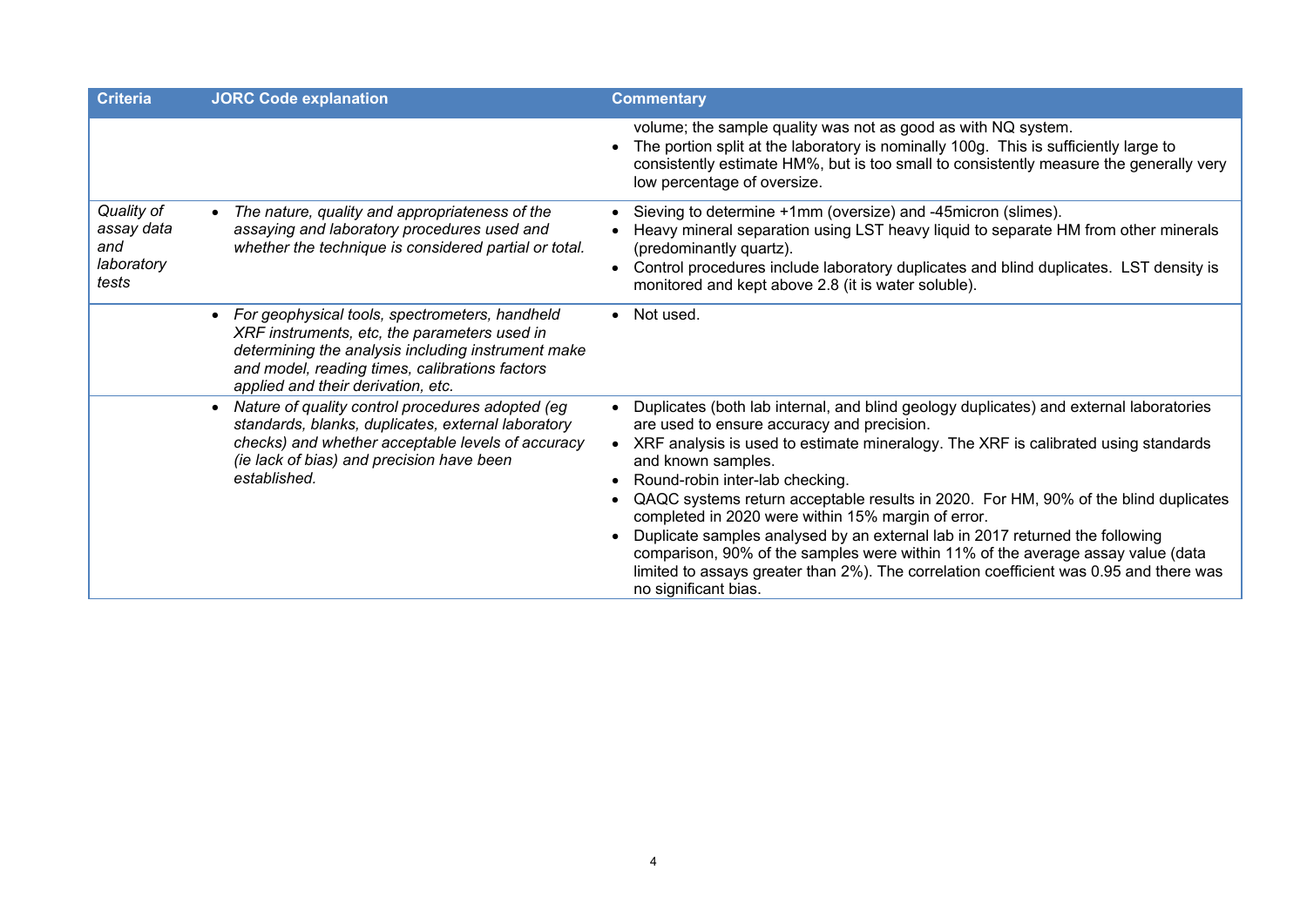| Criteria | JORC Code explanation | Commentary |
|---|---|---|
| | | volume; the sample quality was not as good as with NQ system.<br>• The portion split at the laboratory is nominally 100g. This is sufficiently large to consistently estimate HM%, but is too small to consistently measure the generally very low percentage of oversize. |
| *Quality of assay data and laboratory tests* | • *The nature, quality and appropriateness of the assaying and laboratory procedures used and whether the technique is considered partial or total.* | • Sieving to determine +1mm (oversize) and -45micron (slimes).<br>• Heavy mineral separation using LST heavy liquid to separate HM from other minerals (predominantly quartz).<br>• Control procedures include laboratory duplicates and blind duplicates. LST density is monitored and kept above 2.8 (it is water soluble). |
| | • *For geophysical tools, spectrometers, handheld XRF instruments, etc, the parameters used in determining the analysis including instrument make and model, reading times, calibrations factors applied and their derivation, etc.* | • Not used. |
| | • *Nature of quality control procedures adopted (eg standards, blanks, duplicates, external laboratory checks) and whether acceptable levels of accuracy (ie lack of bias) and precision have been established.* | • Duplicates (both lab internal, and blind geology duplicates) and external laboratories are used to ensure accuracy and precision.<br>• XRF analysis is used to estimate mineralogy. The XRF is calibrated using standards and known samples.<br>• Round-robin inter-lab checking.<br>• QAQC systems return acceptable results in 2020. For HM, 90% of the blind duplicates completed in 2020 were within 15% margin of error.<br>• Duplicate samples analysed by an external lab in 2017 returned the following comparison, 90% of the samples were within 11% of the average assay value (data limited to assays greater than 2%). The correlation coefficient was 0.95 and there was no significant bias. |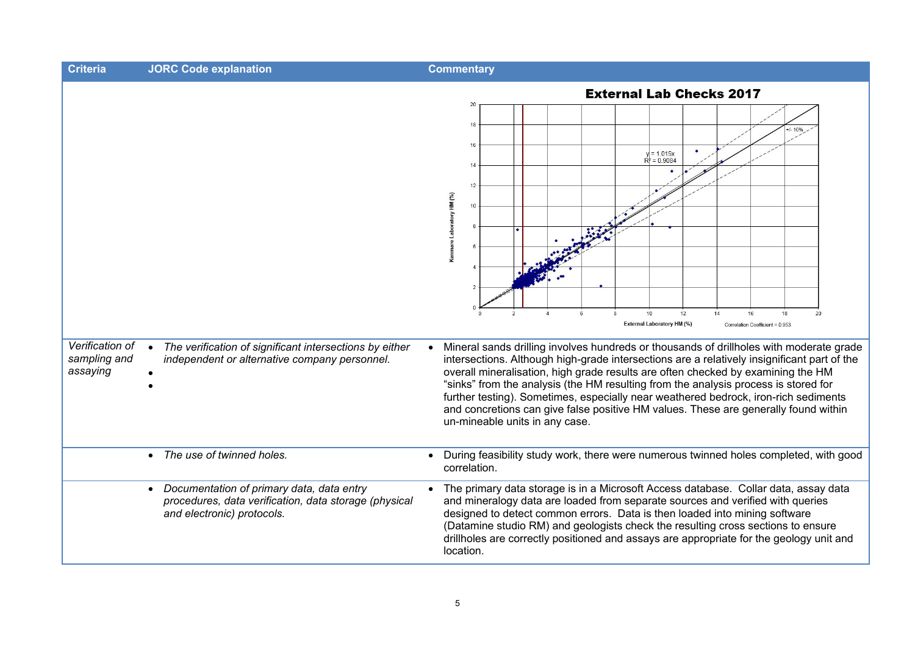| Criteria | JORC Code explanation | Commentary |
| --- | --- | --- |
| | | **External Lab Checks 2017**<br>y = 1.015x<br>$R^2$ = 0.9084<br>+/- 10%<br>Kenmare Laboratory HM (%)<br>External Laboratory HM (%)<br>Correlation Coefficient = 0.953 |
| *Verification of sampling and assaying* | • *The verification of significant intersections by either independent or alternative company personnel.*<br>•<br>• | • Mineral sands drilling involves hundreds or thousands of drillholes with moderate grade intersections. Although high-grade intersections are a relatively insignificant part of the overall mineralisation, high grade results are often checked by examining the HM "sinks" from the analysis (the HM resulting from the analysis process is stored for further testing). Sometimes, especially near weathered bedrock, iron-rich sediments and concretions can give false positive HM values. These are generally found within un-mineable units in any case. |
| | • *The use of twinned holes.* | • During feasibility study work, there were numerous twinned holes completed, with good correlation. |
| | • *Documentation of primary data, data entry procedures, data verification, data storage (physical and electronic) protocols.* | • The primary data storage is in a Microsoft Access database. Collar data, assay data and mineralogy data are loaded from separate sources and verified with queries designed to detect common errors. Data is then loaded into mining software (Datamine studio RM) and geologists check the resulting cross sections to ensure drillholes are correctly positioned and assays are appropriate for the geology unit and location. |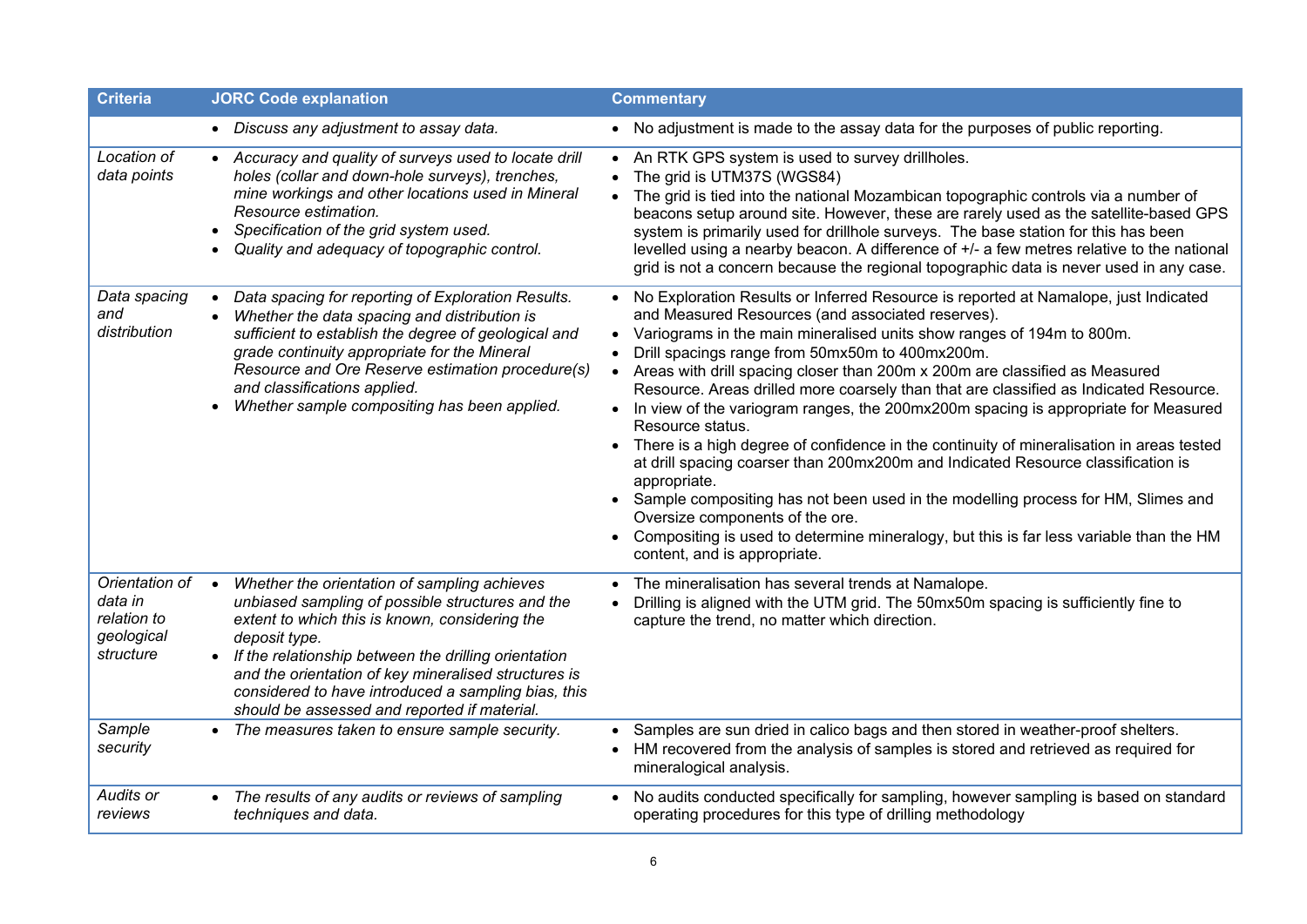| Criteria | JORC Code explanation | Commentary |
|---|---|---|
| | • *Discuss any adjustment to assay data.* | • No adjustment is made to the assay data for the purposes of public reporting. |
| *Location of data points* | • *Accuracy and quality of surveys used to locate drill holes (collar and down-hole surveys), trenches, mine workings and other locations used in Mineral Resource estimation.*<br>• *Specification of the grid system used.*<br>• *Quality and adequacy of topographic control.* | • An RTK GPS system is used to survey drillholes.<br>• The grid is UTM37S (WGS84)<br>• The grid is tied into the national Mozambican topographic controls via a number of beacons setup around site. However, these are rarely used as the satellite-based GPS system is primarily used for drillhole surveys. The base station for this has been levelled using a nearby beacon. A difference of +/- a few metres relative to the national grid is not a concern because the regional topographic data is never used in any case. |
| *Data spacing and distribution* | • *Data spacing for reporting of Exploration Results.*<br>• *Whether the data spacing and distribution is sufficient to establish the degree of geological and grade continuity appropriate for the Mineral Resource and Ore Reserve estimation procedure(s) and classifications applied.*<br>• *Whether sample compositing has been applied.* | • No Exploration Results or Inferred Resource is reported at Namalope, just Indicated and Measured Resources (and associated reserves).<br>• Variograms in the main mineralised units show ranges of 194m to 800m.<br>• Drill spacings range from 50mx50m to 400mx200m.<br>• Areas with drill spacing closer than 200m x 200m are classified as Measured Resource. Areas drilled more coarsely than that are classified as Indicated Resource.<br>• In view of the variogram ranges, the 200mx200m spacing is appropriate for Measured Resource status.<br>• There is a high degree of confidence in the continuity of mineralisation in areas tested at drill spacing coarser than 200mx200m and Indicated Resource classification is appropriate.<br>• Sample compositing has not been used in the modelling process for HM, Slimes and Oversize components of the ore.<br>• Compositing is used to determine mineralogy, but this is far less variable than the HM content, and is appropriate. |
| *Orientation of data in relation to geological structure* | • *Whether the orientation of sampling achieves unbiased sampling of possible structures and the extent to which this is known, considering the deposit type.*<br>• *If the relationship between the drilling orientation and the orientation of key mineralised structures is considered to have introduced a sampling bias, this should be assessed and reported if material.* | • The mineralisation has several trends at Namalope.<br>• Drilling is aligned with the UTM grid. The 50mx50m spacing is sufficiently fine to capture the trend, no matter which direction. |
| *Sample security* | • *The measures taken to ensure sample security.* | • Samples are sun dried in calico bags and then stored in weather-proof shelters.<br>• HM recovered from the analysis of samples is stored and retrieved as required for mineralogical analysis. |
| *Audits or reviews* | • *The results of any audits or reviews of sampling techniques and data.* | • No audits conducted specifically for sampling, however sampling is based on standard operating procedures for this type of drilling methodology |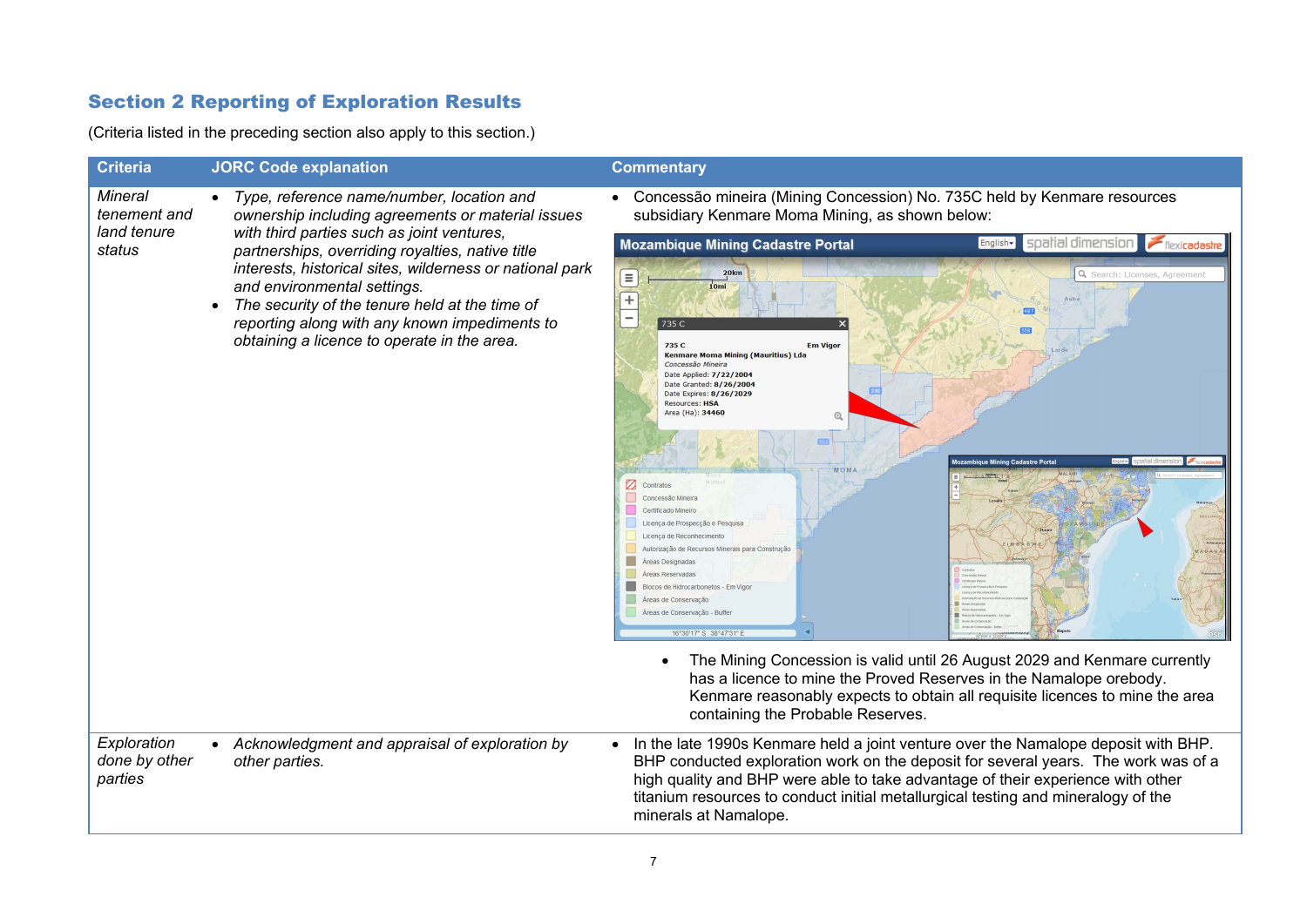## Section 2 Reporting of Exploration Results

(Criteria listed in the preceding section also apply to this section.)

| Criteria | JORC Code explanation | Commentary |
|---|---|---|
| *Mineral tenement and land tenure status* | • *Type, reference name/number, location and ownership including agreements or material issues with third parties such as joint ventures, partnerships, overriding royalties, native title interests, historical sites, wilderness or national park and environmental settings.*<br>• *The security of the tenure held at the time of reporting along with any known impediments to obtaining a licence to operate in the area.* | • Concessão mineira (Mining Concession) No. 735C held by Kenmare resources subsidiary Kenmare Moma Mining, as shown below:<br>• The Mining Concession is valid until 26 August 2029 and Kenmare currently has a licence to mine the Proved Reserves in the Namalope orebody. Kenmare reasonably expects to obtain all requisite licences to mine the area containing the Probable Reserves. |
| *Exploration done by other parties* | • *Acknowledgment and appraisal of exploration by other parties.* | • In the late 1990s Kenmare held a joint venture over the Namalope deposit with BHP. BHP conducted exploration work on the deposit for several years. The work was of a high quality and BHP were able to take advantage of their experience with other titanium resources to conduct initial metallurgical testing and mineralogy of the minerals at Namalope. |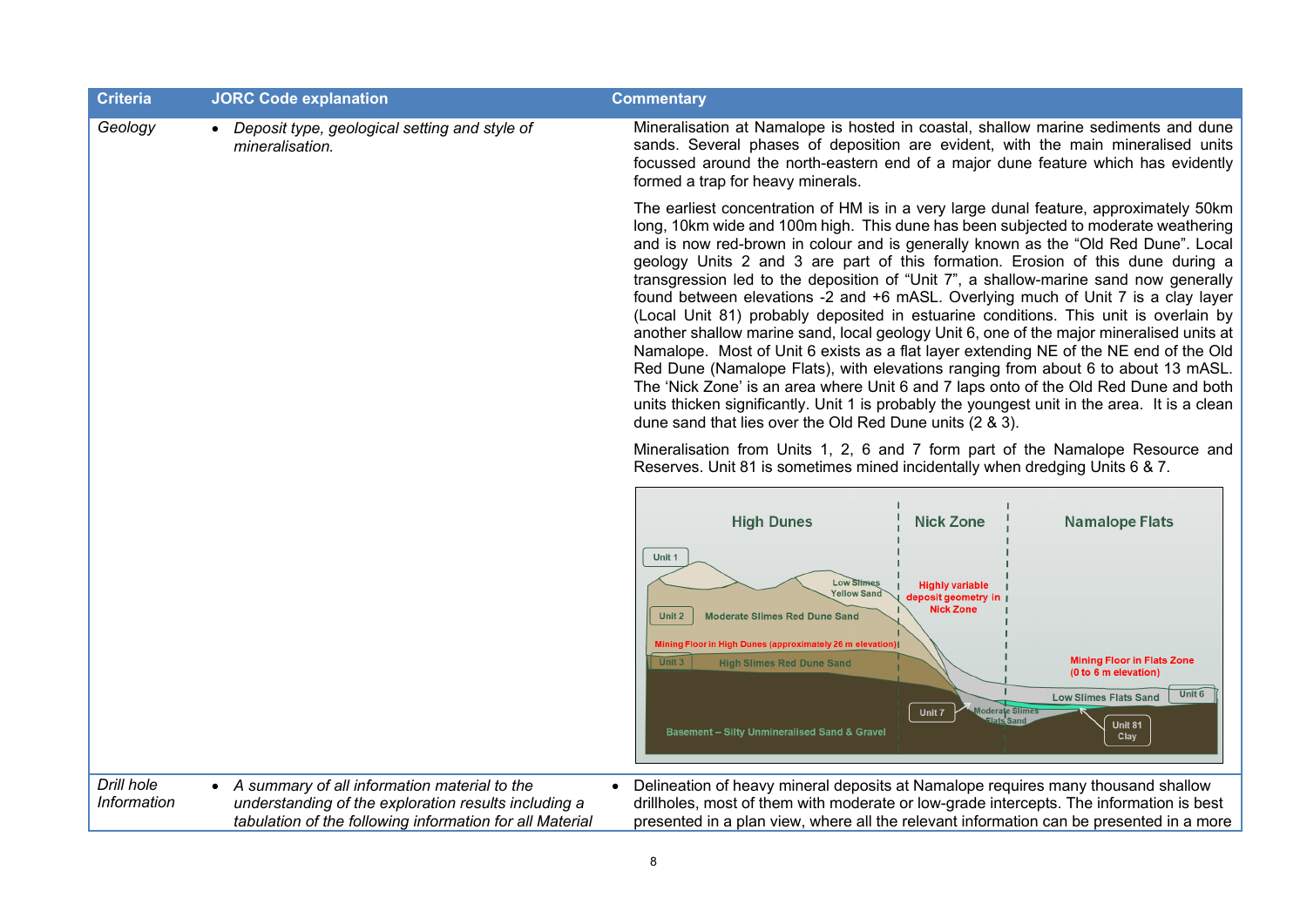| Criteria | JORC Code explanation | Commentary |
|---|---|---|
| *Geology* | • *Deposit type, geological setting and style of mineralisation.* | Mineralisation at Namalope is hosted in coastal, shallow marine sediments and dune sands. Several phases of deposition are evident, with the main mineralised units focussed around the north-eastern end of a major dune feature which has evidently formed a trap for heavy minerals.<br><br>The earliest concentration of HM is in a very large dunal feature, approximately 50km long, 10km wide and 100m high. This dune has been subjected to moderate weathering and is now red-brown in colour and is generally known as the "Old Red Dune". Local geology Units 2 and 3 are part of this formation. Erosion of this dune during a transgression led to the deposition of "Unit 7", a shallow-marine sand now generally found between elevations -2 and +6 mASL. Overlying much of Unit 7 is a clay layer (Local Unit 81) probably deposited in estuarine conditions. This unit is overlain by another shallow marine sand, local geology Unit 6, one of the major mineralised units at Namalope. Most of Unit 6 exists as a flat layer extending NE of the NE end of the Old Red Dune (Namalope Flats), with elevations ranging from about 6 to about 13 mASL. The 'Nick Zone' is an area where Unit 6 and 7 laps onto of the Old Red Dune and both units thicken significantly. Unit 1 is probably the youngest unit in the area. It is a clean dune sand that lies over the Old Red Dune units (2 & 3).<br><br>Mineralisation from Units 1, 2, 6 and 7 form part of the Namalope Resource and Reserves. Unit 81 is sometimes mined incidentally when dredging Units 6 & 7. |
| *Drill hole Information* | • *A summary of all information material to the understanding of the exploration results including a tabulation of the following information for all Material* | • Delineation of heavy mineral deposits at Namalope requires many thousand shallow drillholes, most of them with moderate or low-grade intercepts. The information is best presented in a plan view, where all the relevant information can be presented in a more |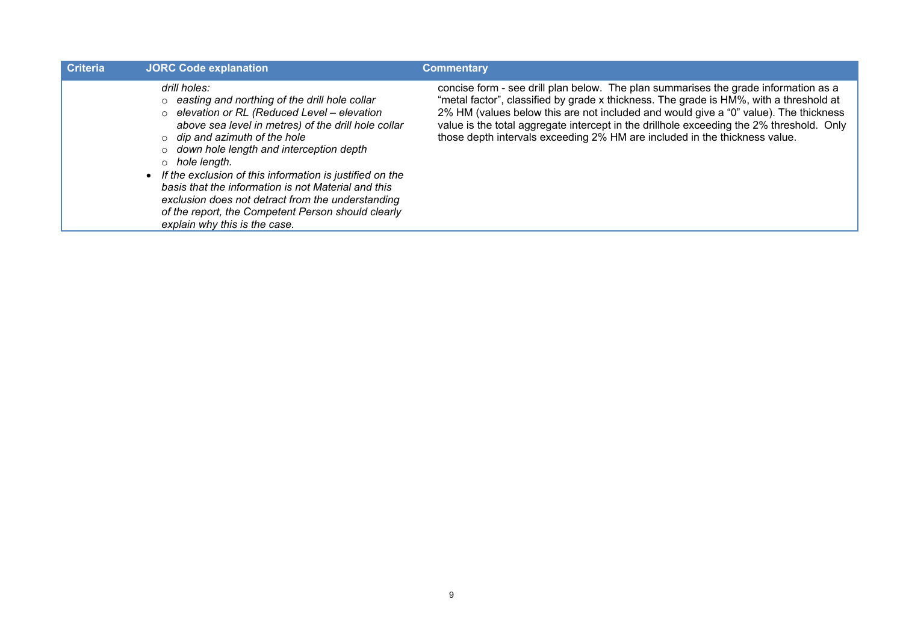| Criteria | JORC Code explanation | Commentary |
| --- | --- | --- |
| | *drill holes:*<br>○ *easting and northing of the drill hole collar*<br>○ *elevation or RL (Reduced Level – elevation above sea level in metres) of the drill hole collar*<br>○ *dip and azimuth of the hole*<br>○ *down hole length and interception depth*<br>○ *hole length.*<br>• *If the exclusion of this information is justified on the basis that the information is not Material and this exclusion does not detract from the understanding of the report, the Competent Person should clearly explain why this is the case.* | concise form - see drill plan below. The plan summarises the grade information as a "metal factor", classified by grade x thickness. The grade is HM%, with a threshold at 2% HM (values below this are not included and would give a "0" value). The thickness value is the total aggregate intercept in the drillhole exceeding the 2% threshold. Only those depth intervals exceeding 2% HM are included in the thickness value. |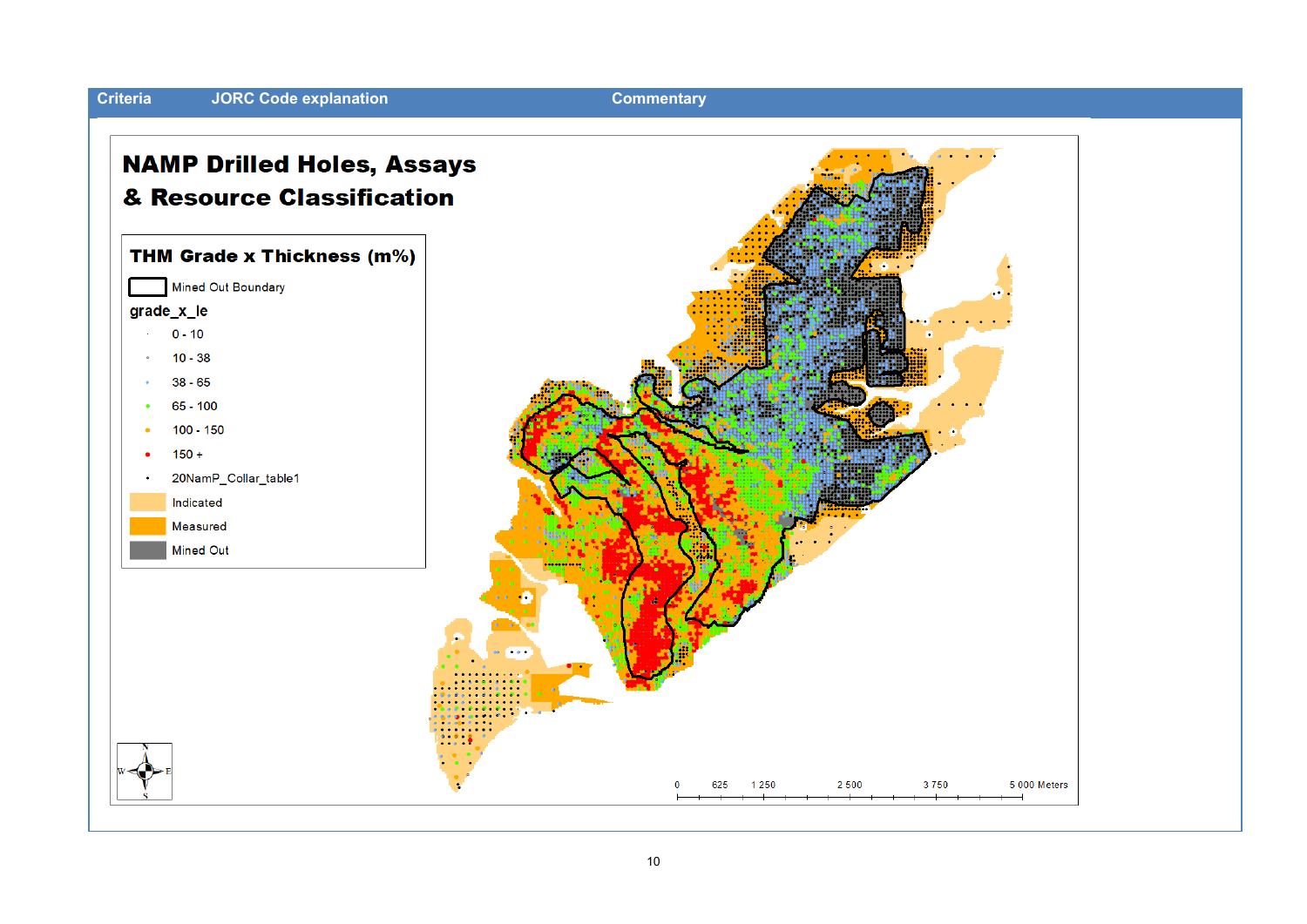| Criteria | JORC Code explanation | Commentary |
| --- | --- | --- |

**NAMP Drilled Holes, Assays & Resource Classification**

**THM Grade x Thickness (m%)**

- Mined Out Boundary
- grade_x_le
  - 0 - 10
  - 10 - 38
  - 38 - 65
  - 65 - 100
  - 100 - 150
  - 150 +
- 20NamP_Collar_table1
- Indicated
- Measured
- Mined Out

0 625 1 250 2 500 3 750 5 000 Meters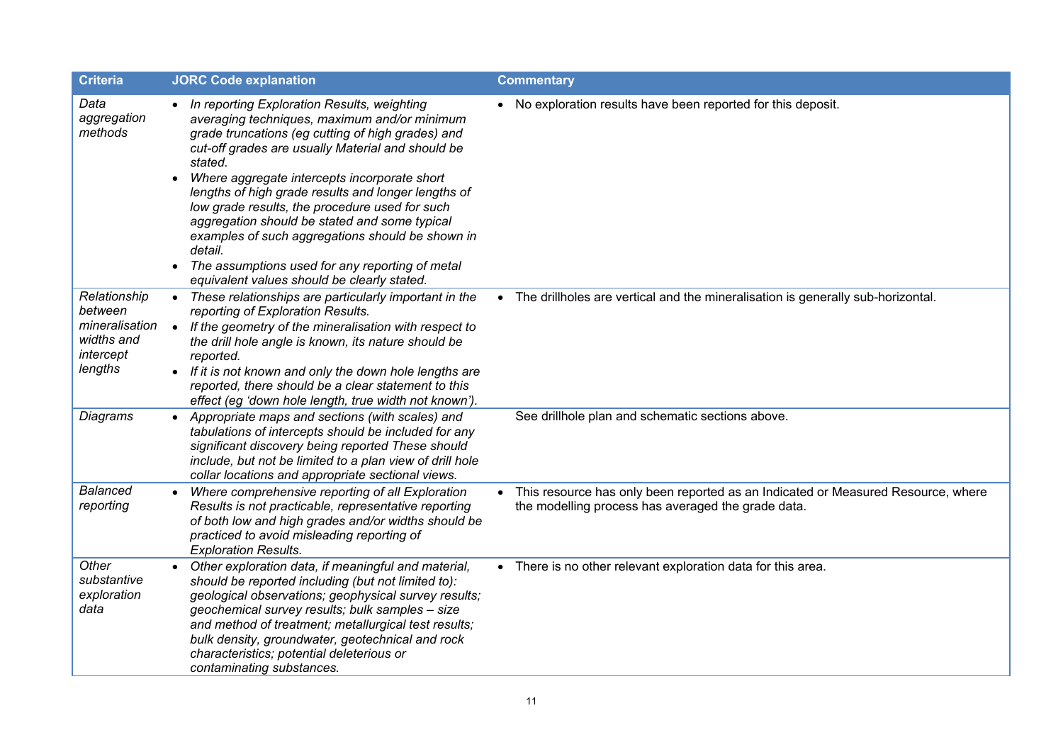| Criteria | JORC Code explanation | Commentary |
|---|---|---|
| *Data aggregation methods* | • *In reporting Exploration Results, weighting averaging techniques, maximum and/or minimum grade truncations (eg cutting of high grades) and cut-off grades are usually Material and should be stated.*<br>• *Where aggregate intercepts incorporate short lengths of high grade results and longer lengths of low grade results, the procedure used for such aggregation should be stated and some typical examples of such aggregations should be shown in detail.*<br>• *The assumptions used for any reporting of metal equivalent values should be clearly stated.* | • No exploration results have been reported for this deposit. |
| *Relationship between mineralisation widths and intercept lengths* | • *These relationships are particularly important in the reporting of Exploration Results.*<br>• *If the geometry of the mineralisation with respect to the drill hole angle is known, its nature should be reported.*<br>• *If it is not known and only the down hole lengths are reported, there should be a clear statement to this effect (eg 'down hole length, true width not known').* | • The drillholes are vertical and the mineralisation is generally sub-horizontal. |
| *Diagrams* | • *Appropriate maps and sections (with scales) and tabulations of intercepts should be included for any significant discovery being reported These should include, but not be limited to a plan view of drill hole collar locations and appropriate sectional views.* | See drillhole plan and schematic sections above. |
| *Balanced reporting* | • *Where comprehensive reporting of all Exploration Results is not practicable, representative reporting of both low and high grades and/or widths should be practiced to avoid misleading reporting of Exploration Results.* | • This resource has only been reported as an Indicated or Measured Resource, where the modelling process has averaged the grade data. |
| *Other substantive exploration data* | • *Other exploration data, if meaningful and material, should be reported including (but not limited to): geological observations; geophysical survey results; geochemical survey results; bulk samples – size and method of treatment; metallurgical test results; bulk density, groundwater, geotechnical and rock characteristics; potential deleterious or contaminating substances.* | • There is no other relevant exploration data for this area. |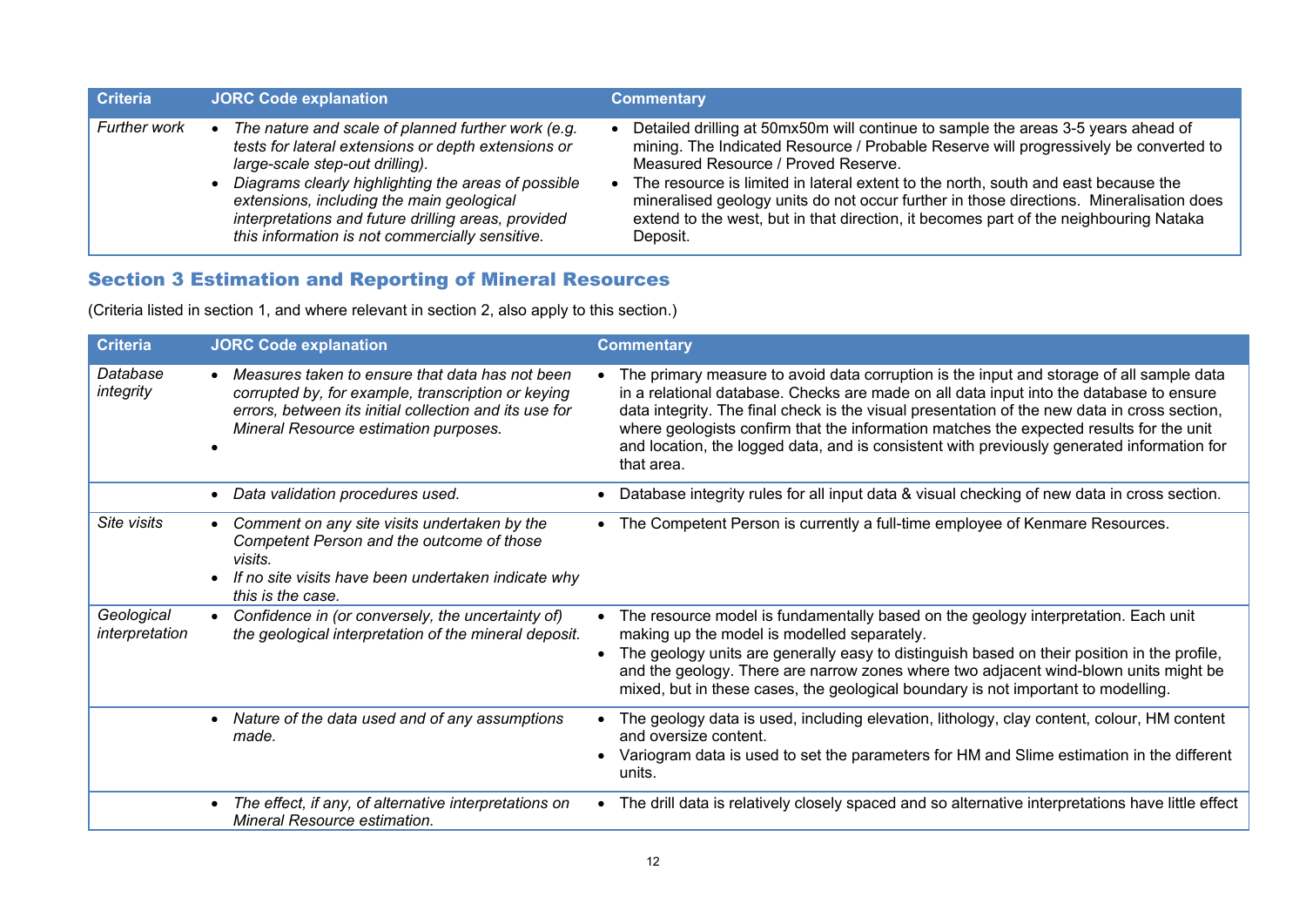| Criteria | JORC Code explanation | Commentary |
|---|---|---|
| *Further work* | • *The nature and scale of planned further work (e.g. tests for lateral extensions or depth extensions or large-scale step-out drilling).*<br>• *Diagrams clearly highlighting the areas of possible extensions, including the main geological interpretations and future drilling areas, provided this information is not commercially sensitive.* | • Detailed drilling at 50mx50m will continue to sample the areas 3-5 years ahead of mining. The Indicated Resource / Probable Reserve will progressively be converted to Measured Resource / Proved Reserve.<br>• The resource is limited in lateral extent to the north, south and east because the mineralised geology units do not occur further in those directions. Mineralisation does extend to the west, but in that direction, it becomes part of the neighbouring Nataka Deposit. |

## Section 3 Estimation and Reporting of Mineral Resources

(Criteria listed in section 1, and where relevant in section 2, also apply to this section.)

| Criteria | JORC Code explanation | Commentary |
|---|---|---|
| *Database integrity* | • *Measures taken to ensure that data has not been corrupted by, for example, transcription or keying errors, between its initial collection and its use for Mineral Resource estimation purposes.*<br>• | • The primary measure to avoid data corruption is the input and storage of all sample data in a relational database. Checks are made on all data input into the database to ensure data integrity. The final check is the visual presentation of the new data in cross section, where geologists confirm that the information matches the expected results for the unit and location, the logged data, and is consistent with previously generated information for that area. |
| | • *Data validation procedures used.* | • Database integrity rules for all input data & visual checking of new data in cross section. |
| *Site visits* | • *Comment on any site visits undertaken by the Competent Person and the outcome of those visits.*<br>• *If no site visits have been undertaken indicate why this is the case.* | • The Competent Person is currently a full-time employee of Kenmare Resources. |
| *Geological interpretation* | • *Confidence in (or conversely, the uncertainty of) the geological interpretation of the mineral deposit.* | • The resource model is fundamentally based on the geology interpretation. Each unit making up the model is modelled separately.<br>• The geology units are generally easy to distinguish based on their position in the profile, and the geology. There are narrow zones where two adjacent wind-blown units might be mixed, but in these cases, the geological boundary is not important to modelling. |
| | • *Nature of the data used and of any assumptions made.* | • The geology data is used, including elevation, lithology, clay content, colour, HM content and oversize content.<br>• Variogram data is used to set the parameters for HM and Slime estimation in the different units. |
| | • *The effect, if any, of alternative interpretations on Mineral Resource estimation.* | • The drill data is relatively closely spaced and so alternative interpretations have little effect |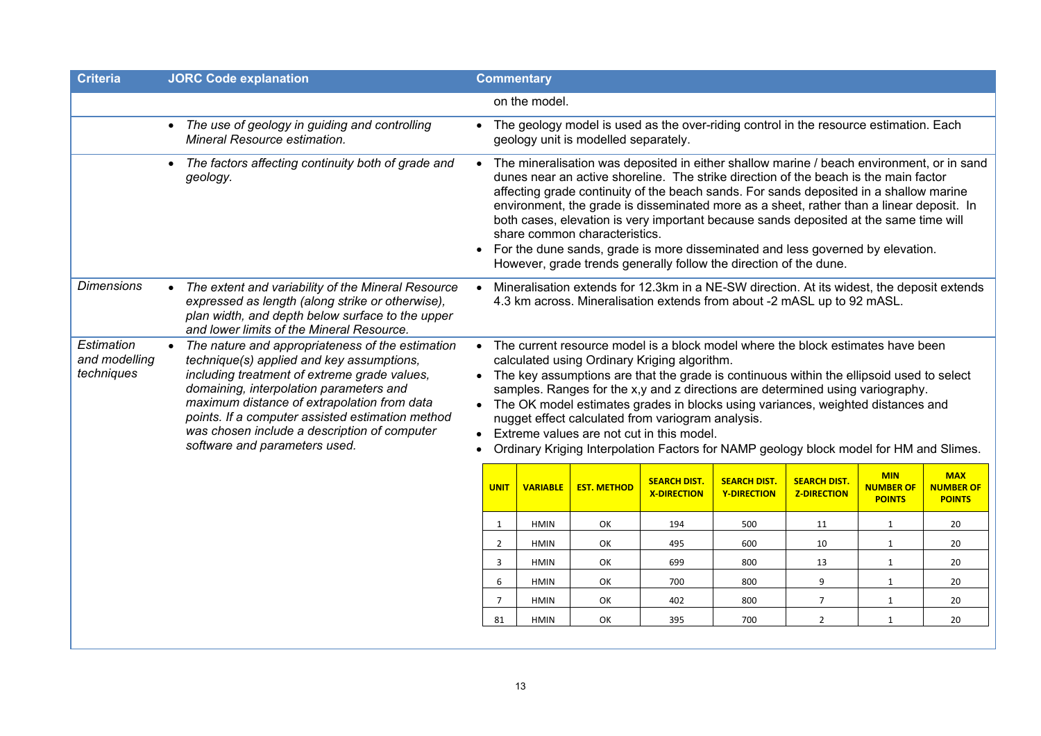| Criteria | JORC Code explanation | Commentary |
|---|---|---|
| | | on the model. |
| | • *The use of geology in guiding and controlling Mineral Resource estimation.* | • The geology model is used as the over-riding control in the resource estimation. Each geology unit is modelled separately. |
| | • *The factors affecting continuity both of grade and geology.* | • The mineralisation was deposited in either shallow marine / beach environment, or in sand dunes near an active shoreline. The strike direction of the beach is the main factor affecting grade continuity of the beach sands. For sands deposited in a shallow marine environment, the grade is disseminated more as a sheet, rather than a linear deposit. In both cases, elevation is very important because sands deposited at the same time will share common characteristics.<br>• For the dune sands, grade is more disseminated and less governed by elevation. However, grade trends generally follow the direction of the dune. |
| *Dimensions* | • *The extent and variability of the Mineral Resource expressed as length (along strike or otherwise), plan width, and depth below surface to the upper and lower limits of the Mineral Resource.* | • Mineralisation extends for 12.3km in a NE-SW direction. At its widest, the deposit extends 4.3 km across. Mineralisation extends from about -2 mASL up to 92 mASL. |
| *Estimation and modelling techniques* | • *The nature and appropriateness of the estimation technique(s) applied and key assumptions, including treatment of extreme grade values, domaining, interpolation parameters and maximum distance of extrapolation from data points. If a computer assisted estimation method was chosen include a description of computer software and parameters used.* | • The current resource model is a block model where the block estimates have been calculated using Ordinary Kriging algorithm.<br>• The key assumptions are that the grade is continuous within the ellipsoid used to select samples. Ranges for the x,y and z directions are determined using variography.<br>• The OK model estimates grades in blocks using variances, weighted distances and nugget effect calculated from variogram analysis.<br>• Extreme values are not cut in this model.<br>• Ordinary Kriging Interpolation Factors for NAMP geology block model for HM and Slimes. |

| UNIT | VARIABLE | EST. METHOD | SEARCH DIST. X-DIRECTION | SEARCH DIST. Y-DIRECTION | SEARCH DIST. Z-DIRECTION | MIN NUMBER OF POINTS | MAX NUMBER OF POINTS |
|---|---|---|---|---|---|---|---|
| 1 | HMIN | OK | 194 | 500 | 11 | 1 | 20 |
| 2 | HMIN | OK | 495 | 600 | 10 | 1 | 20 |
| 3 | HMIN | OK | 699 | 800 | 13 | 1 | 20 |
| 6 | HMIN | OK | 700 | 800 | 9 | 1 | 20 |
| 7 | HMIN | OK | 402 | 800 | 7 | 1 | 20 |
| 81 | HMIN | OK | 395 | 700 | 2 | 1 | 20 |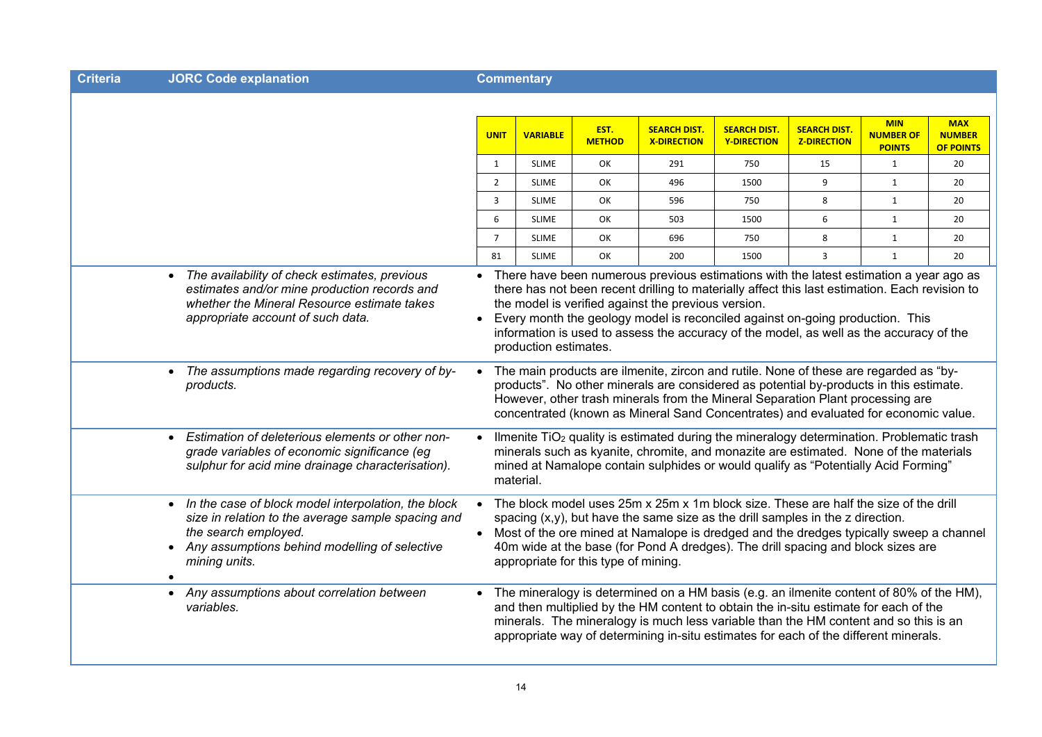| Criteria | JORC Code explanation | Commentary |
|---|---|---|
| | | |

| UNIT | VARIABLE | EST. METHOD | SEARCH DIST. X-DIRECTION | SEARCH DIST. Y-DIRECTION | SEARCH DIST. Z-DIRECTION | MIN NUMBER OF POINTS | MAX NUMBER OF POINTS |
|---|---|---|---|---|---|---|---|
| 1 | SLIME | OK | 291 | 750 | 15 | 1 | 20 |
| 2 | SLIME | OK | 496 | 1500 | 9 | 1 | 20 |
| 3 | SLIME | OK | 596 | 750 | 8 | 1 | 20 |
| 6 | SLIME | OK | 503 | 1500 | 6 | 1 | 20 |
| 7 | SLIME | OK | 696 | 750 | 8 | 1 | 20 |
| 81 | SLIME | OK | 200 | 1500 | 3 | 1 | 20 |

| Criteria | JORC Code explanation | Commentary |
|---|---|---|
| | • *The availability of check estimates, previous estimates and/or mine production records and whether the Mineral Resource estimate takes appropriate account of such data.* | • There have been numerous previous estimations with the latest estimation a year ago as there has not been recent drilling to materially affect this last estimation. Each revision to the model is verified against the previous version.<br>• Every month the geology model is reconciled against on-going production. This information is used to assess the accuracy of the model, as well as the accuracy of the production estimates. |
| | • *The assumptions made regarding recovery of by-products.* | • The main products are ilmenite, zircon and rutile. None of these are regarded as "by-products". No other minerals are considered as potential by-products in this estimate. However, other trash minerals from the Mineral Separation Plant processing are concentrated (known as Mineral Sand Concentrates) and evaluated for economic value. |
| | • *Estimation of deleterious elements or other non-grade variables of economic significance (eg sulphur for acid mine drainage characterisation).* | • Ilmenite $TiO_2$ quality is estimated during the mineralogy determination. Problematic trash minerals such as kyanite, chromite, and monazite are estimated. None of the materials mined at Namalope contain sulphides or would qualify as "Potentially Acid Forming" material. |
| | • *In the case of block model interpolation, the block size in relation to the average sample spacing and the search employed.*<br>• *Any assumptions behind modelling of selective mining units.*<br>• | • The block model uses 25m x 25m x 1m block size. These are half the size of the drill spacing (x,y), but have the same size as the drill samples in the z direction.<br>• Most of the ore mined at Namalope is dredged and the dredges typically sweep a channel 40m wide at the base (for Pond A dredges). The drill spacing and block sizes are appropriate for this type of mining. |
| | • *Any assumptions about correlation between variables.* | • The mineralogy is determined on a HM basis (e.g. an ilmenite content of 80% of the HM), and then multiplied by the HM content to obtain the in-situ estimate for each of the minerals. The mineralogy is much less variable than the HM content and so this is an appropriate way of determining in-situ estimates for each of the different minerals. |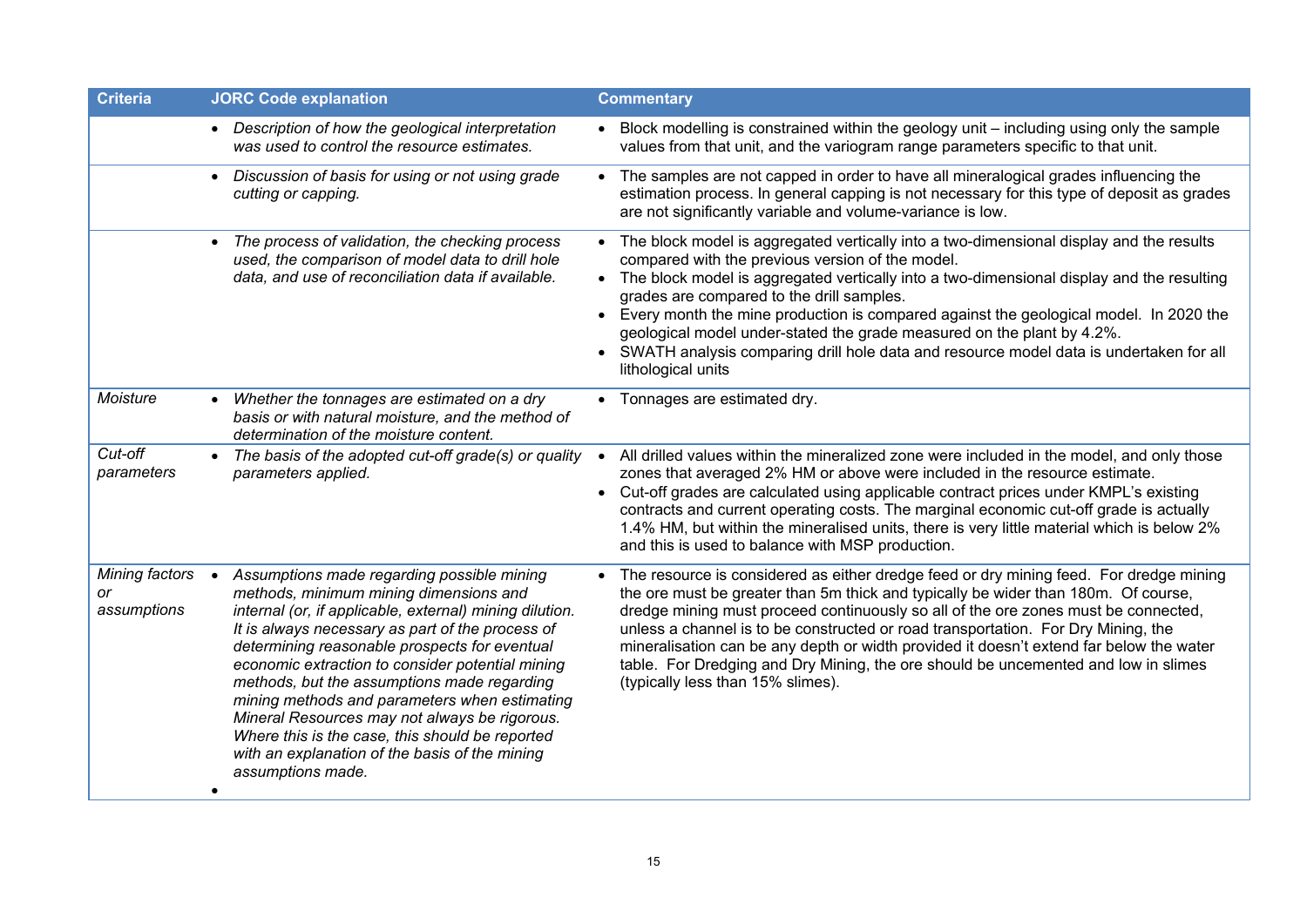| Criteria | JORC Code explanation | Commentary |
|---|---|---|
| | • *Description of how the geological interpretation was used to control the resource estimates.* | • Block modelling is constrained within the geology unit – including using only the sample values from that unit, and the variogram range parameters specific to that unit. |
| | • *Discussion of basis for using or not using grade cutting or capping.* | • The samples are not capped in order to have all mineralogical grades influencing the estimation process. In general capping is not necessary for this type of deposit as grades are not significantly variable and volume-variance is low. |
| | • *The process of validation, the checking process used, the comparison of model data to drill hole data, and use of reconciliation data if available.* | • The block model is aggregated vertically into a two-dimensional display and the results compared with the previous version of the model.<br>• The block model is aggregated vertically into a two-dimensional display and the resulting grades are compared to the drill samples.<br>• Every month the mine production is compared against the geological model. In 2020 the geological model under-stated the grade measured on the plant by 4.2%.<br>• SWATH analysis comparing drill hole data and resource model data is undertaken for all lithological units |
| *Moisture* | • *Whether the tonnages are estimated on a dry basis or with natural moisture, and the method of determination of the moisture content.* | • Tonnages are estimated dry. |
| *Cut-off parameters* | • *The basis of the adopted cut-off grade(s) or quality parameters applied.* | • All drilled values within the mineralized zone were included in the model, and only those zones that averaged 2% HM or above were included in the resource estimate.<br>• Cut-off grades are calculated using applicable contract prices under KMPL's existing contracts and current operating costs. The marginal economic cut-off grade is actually 1.4% HM, but within the mineralised units, there is very little material which is below 2% and this is used to balance with MSP production. |
| *Mining factors or assumptions* | • *Assumptions made regarding possible mining methods, minimum mining dimensions and internal (or, if applicable, external) mining dilution. It is always necessary as part of the process of determining reasonable prospects for eventual economic extraction to consider potential mining methods, but the assumptions made regarding mining methods and parameters when estimating Mineral Resources may not always be rigorous. Where this is the case, this should be reported with an explanation of the basis of the mining assumptions made.*<br>• | • The resource is considered as either dredge feed or dry mining feed. For dredge mining the ore must be greater than 5m thick and typically be wider than 180m. Of course, dredge mining must proceed continuously so all of the ore zones must be connected, unless a channel is to be constructed or road transportation. For Dry Mining, the mineralisation can be any depth or width provided it doesn't extend far below the water table. For Dredging and Dry Mining, the ore should be uncemented and low in slimes (typically less than 15% slimes). |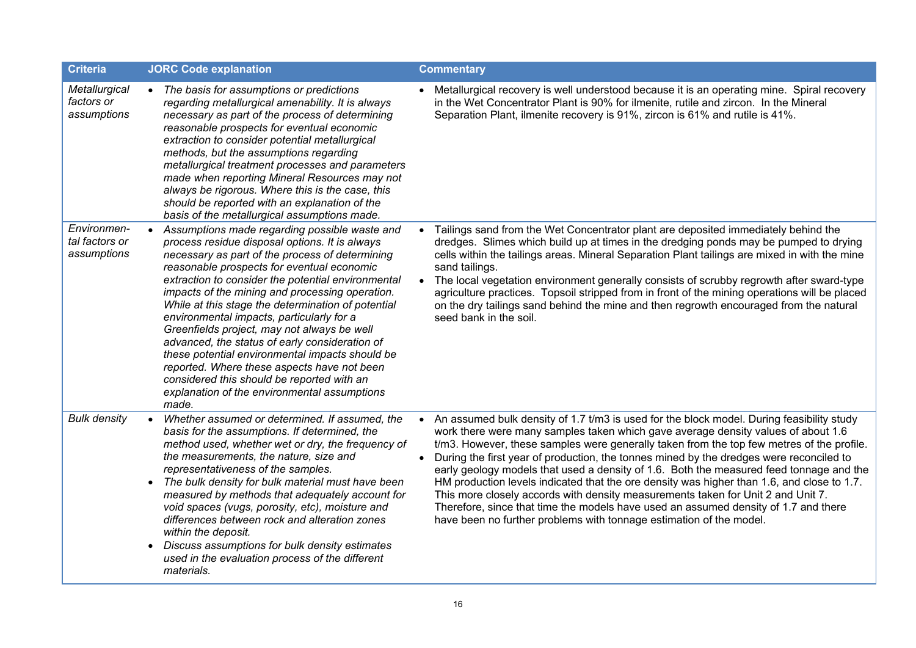| Criteria | JORC Code explanation | Commentary |
|---|---|---|
| *Metallurgical factors or assumptions* | • *The basis for assumptions or predictions regarding metallurgical amenability. It is always necessary as part of the process of determining reasonable prospects for eventual economic extraction to consider potential metallurgical methods, but the assumptions regarding metallurgical treatment processes and parameters made when reporting Mineral Resources may not always be rigorous. Where this is the case, this should be reported with an explanation of the basis of the metallurgical assumptions made.* | • Metallurgical recovery is well understood because it is an operating mine. Spiral recovery in the Wet Concentrator Plant is 90% for ilmenite, rutile and zircon. In the Mineral Separation Plant, ilmenite recovery is 91%, zircon is 61% and rutile is 41%. |
| *Environmental factors or assumptions* | • *Assumptions made regarding possible waste and process residue disposal options. It is always necessary as part of the process of determining reasonable prospects for eventual economic extraction to consider the potential environmental impacts of the mining and processing operation. While at this stage the determination of potential environmental impacts, particularly for a Greenfields project, may not always be well advanced, the status of early consideration of these potential environmental impacts should be reported. Where these aspects have not been considered this should be reported with an explanation of the environmental assumptions made.* | • Tailings sand from the Wet Concentrator plant are deposited immediately behind the dredges. Slimes which build up at times in the dredging ponds may be pumped to drying cells within the tailings areas. Mineral Separation Plant tailings are mixed in with the mine sand tailings.<br>• The local vegetation environment generally consists of scrubby regrowth after sward-type agriculture practices. Topsoil stripped from in front of the mining operations will be placed on the dry tailings sand behind the mine and then regrowth encouraged from the natural seed bank in the soil. |
| *Bulk density* | • *Whether assumed or determined. If assumed, the basis for the assumptions. If determined, the method used, whether wet or dry, the frequency of the measurements, the nature, size and representativeness of the samples.*<br>• *The bulk density for bulk material must have been measured by methods that adequately account for void spaces (vugs, porosity, etc), moisture and differences between rock and alteration zones within the deposit.*<br>• *Discuss assumptions for bulk density estimates used in the evaluation process of the different materials.* | • An assumed bulk density of 1.7 t/m3 is used for the block model. During feasibility study work there were many samples taken which gave average density values of about 1.6 t/m3. However, these samples were generally taken from the top few metres of the profile.<br>• During the first year of production, the tonnes mined by the dredges were reconciled to early geology models that used a density of 1.6. Both the measured feed tonnage and the HM production levels indicated that the ore density was higher than 1.6, and close to 1.7. This more closely accords with density measurements taken for Unit 2 and Unit 7. Therefore, since that time the models have used an assumed density of 1.7 and there have been no further problems with tonnage estimation of the model. |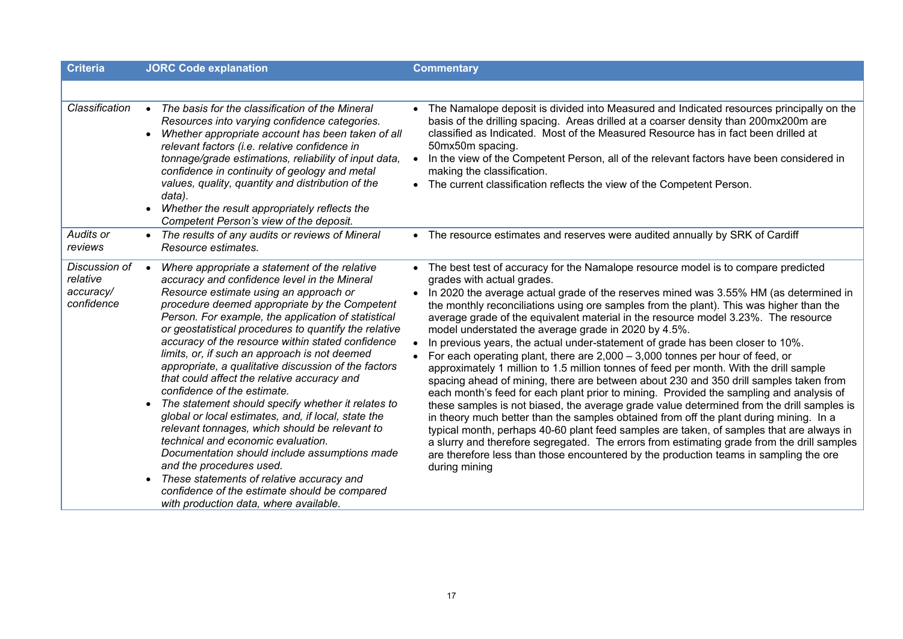| Criteria | JORC Code explanation | Commentary |
|---|---|---|
| | | |
| *Classification* | • *The basis for the classification of the Mineral Resources into varying confidence categories.*<br>• *Whether appropriate account has been taken of all relevant factors (i.e. relative confidence in tonnage/grade estimations, reliability of input data, confidence in continuity of geology and metal values, quality, quantity and distribution of the data).*<br>• *Whether the result appropriately reflects the Competent Person's view of the deposit.* | • The Namalope deposit is divided into Measured and Indicated resources principally on the basis of the drilling spacing. Areas drilled at a coarser density than 200mx200m are classified as Indicated. Most of the Measured Resource has in fact been drilled at 50mx50m spacing.<br>• In the view of the Competent Person, all of the relevant factors have been considered in making the classification.<br>• The current classification reflects the view of the Competent Person. |
| *Audits or reviews* | • *The results of any audits or reviews of Mineral Resource estimates.* | • The resource estimates and reserves were audited annually by SRK of Cardiff |
| *Discussion of relative accuracy/ confidence* | • *Where appropriate a statement of the relative accuracy and confidence level in the Mineral Resource estimate using an approach or procedure deemed appropriate by the Competent Person. For example, the application of statistical or geostatistical procedures to quantify the relative accuracy of the resource within stated confidence limits, or, if such an approach is not deemed appropriate, a qualitative discussion of the factors that could affect the relative accuracy and confidence of the estimate.*<br>• *The statement should specify whether it relates to global or local estimates, and, if local, state the relevant tonnages, which should be relevant to technical and economic evaluation. Documentation should include assumptions made and the procedures used.*<br>• *These statements of relative accuracy and confidence of the estimate should be compared with production data, where available.* | • The best test of accuracy for the Namalope resource model is to compare predicted grades with actual grades.<br>• In 2020 the average actual grade of the reserves mined was 3.55% HM (as determined in the monthly reconciliations using ore samples from the plant). This was higher than the average grade of the equivalent material in the resource model 3.23%. The resource model understated the average grade in 2020 by 4.5%.<br>• In previous years, the actual under-statement of grade has been closer to 10%.<br>• For each operating plant, there are 2,000 – 3,000 tonnes per hour of feed, or approximately 1 million to 1.5 million tonnes of feed per month. With the drill sample spacing ahead of mining, there are between about 230 and 350 drill samples taken from each month's feed for each plant prior to mining. Provided the sampling and analysis of these samples is not biased, the average grade value determined from the drill samples is in theory much better than the samples obtained from off the plant during mining. In a typical month, perhaps 40-60 plant feed samples are taken, of samples that are always in a slurry and therefore segregated. The errors from estimating grade from the drill samples are therefore less than those encountered by the production teams in sampling the ore during mining |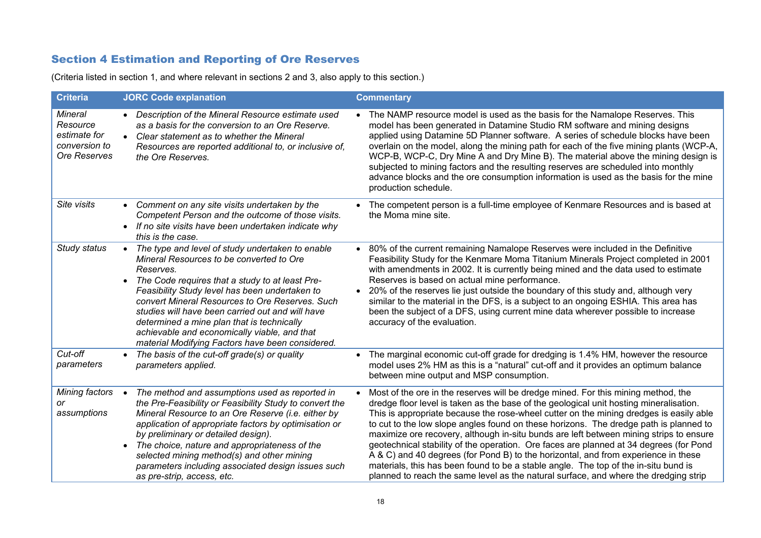## Section 4 Estimation and Reporting of Ore Reserves

(Criteria listed in section 1, and where relevant in sections 2 and 3, also apply to this section.)

| Criteria | JORC Code explanation | Commentary |
|---|---|---|
| *Mineral Resource estimate for conversion to Ore Reserves* | • *Description of the Mineral Resource estimate used as a basis for the conversion to an Ore Reserve.* <br> • *Clear statement as to whether the Mineral Resources are reported additional to, or inclusive of, the Ore Reserves.* | • The NAMP resource model is used as the basis for the Namalope Reserves. This model has been generated in Datamine Studio RM software and mining designs applied using Datamine 5D Planner software. A series of schedule blocks have been overlain on the model, along the mining path for each of the five mining plants (WCP-A, WCP-B, WCP-C, Dry Mine A and Dry Mine B). The material above the mining design is subjected to mining factors and the resulting reserves are scheduled into monthly advance blocks and the ore consumption information is used as the basis for the mine production schedule. |
| *Site visits* | • *Comment on any site visits undertaken by the Competent Person and the outcome of those visits.* <br> • *If no site visits have been undertaken indicate why this is the case.* | • The competent person is a full-time employee of Kenmare Resources and is based at the Moma mine site. |
| *Study status* | • *The type and level of study undertaken to enable Mineral Resources to be converted to Ore Reserves.* <br> • *The Code requires that a study to at least Pre-Feasibility Study level has been undertaken to convert Mineral Resources to Ore Reserves. Such studies will have been carried out and will have determined a mine plan that is technically achievable and economically viable, and that material Modifying Factors have been considered.* | • 80% of the current remaining Namalope Reserves were included in the Definitive Feasibility Study for the Kenmare Moma Titanium Minerals Project completed in 2001 with amendments in 2002. It is currently being mined and the data used to estimate Reserves is based on actual mine performance. <br> • 20% of the reserves lie just outside the boundary of this study and, although very similar to the material in the DFS, is a subject to an ongoing ESHIA. This area has been the subject of a DFS, using current mine data wherever possible to increase accuracy of the evaluation. |
| *Cut-off parameters* | • *The basis of the cut-off grade(s) or quality parameters applied.* | • The marginal economic cut-off grade for dredging is 1.4% HM, however the resource model uses 2% HM as this is a "natural" cut-off and it provides an optimum balance between mine output and MSP consumption. |
| *Mining factors or assumptions* | • *The method and assumptions used as reported in the Pre-Feasibility or Feasibility Study to convert the Mineral Resource to an Ore Reserve (i.e. either by application of appropriate factors by optimisation or by preliminary or detailed design).* <br> • *The choice, nature and appropriateness of the selected mining method(s) and other mining parameters including associated design issues such as pre-strip, access, etc.* | • Most of the ore in the reserves will be dredge mined. For this mining method, the dredge floor level is taken as the base of the geological unit hosting mineralisation. This is appropriate because the rose-wheel cutter on the mining dredges is easily able to cut to the low slope angles found on these horizons. The dredge path is planned to maximize ore recovery, although in-situ bunds are left between mining strips to ensure geotechnical stability of the operation. Ore faces are planned at 34 degrees (for Pond A & C) and 40 degrees (for Pond B) to the horizontal, and from experience in these materials, this has been found to be a stable angle. The top of the in-situ bund is planned to reach the same level as the natural surface, and where the dredging strip |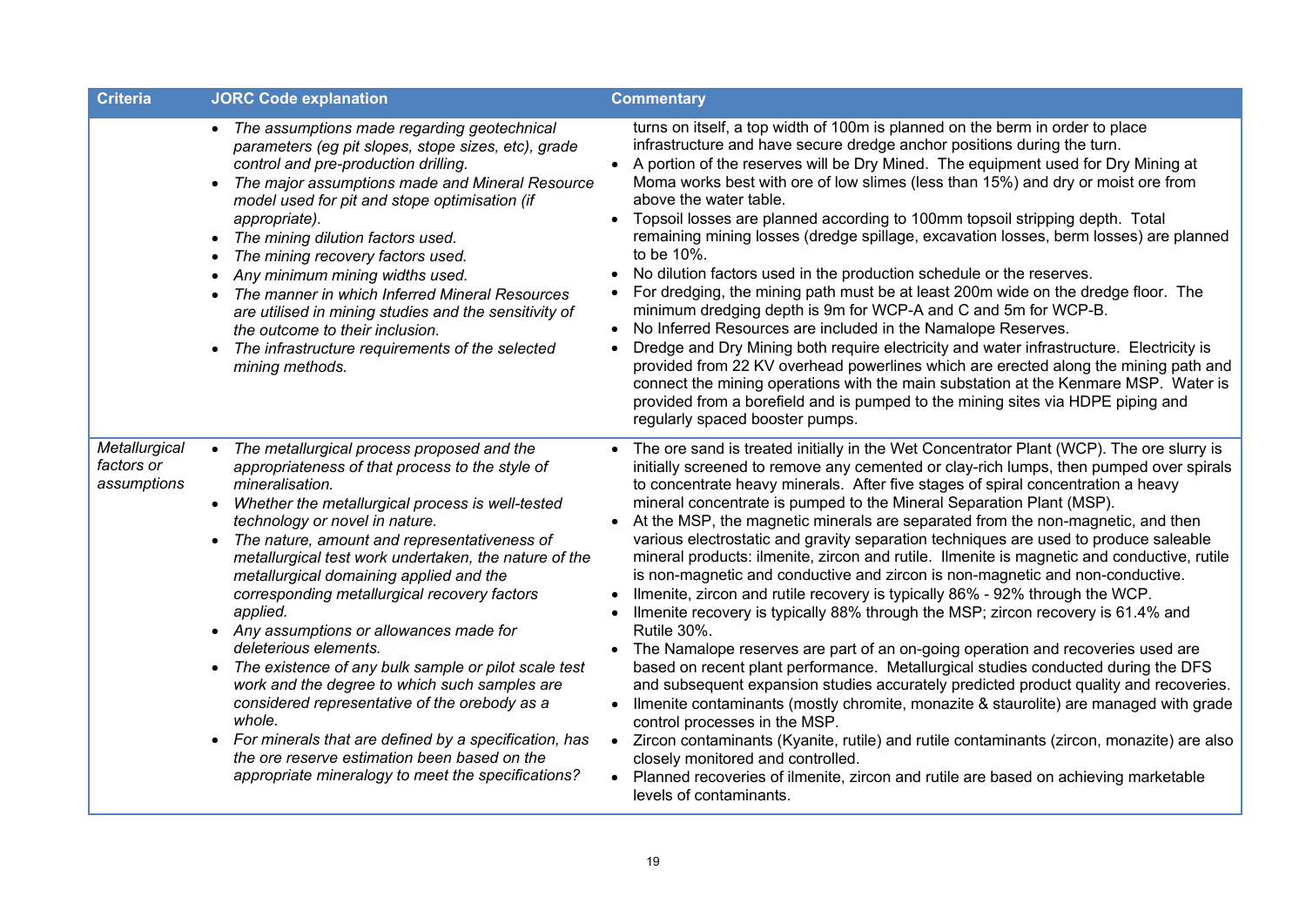| Criteria | JORC Code explanation | Commentary |
|---|---|---|
| | • *The assumptions made regarding geotechnical parameters (eg pit slopes, stope sizes, etc), grade control and pre-production drilling.*<br>• *The major assumptions made and Mineral Resource model used for pit and stope optimisation (if appropriate).*<br>• *The mining dilution factors used.*<br>• *The mining recovery factors used.*<br>• *Any minimum mining widths used.*<br>• *The manner in which Inferred Mineral Resources are utilised in mining studies and the sensitivity of the outcome to their inclusion.*<br>• *The infrastructure requirements of the selected mining methods.* | turns on itself, a top width of 100m is planned on the berm in order to place infrastructure and have secure dredge anchor positions during the turn.<br>• A portion of the reserves will be Dry Mined. The equipment used for Dry Mining at Moma works best with ore of low slimes (less than 15%) and dry or moist ore from above the water table.<br>• Topsoil losses are planned according to 100mm topsoil stripping depth. Total remaining mining losses (dredge spillage, excavation losses, berm losses) are planned to be 10%.<br>• No dilution factors used in the production schedule or the reserves.<br>• For dredging, the mining path must be at least 200m wide on the dredge floor. The minimum dredging depth is 9m for WCP-A and C and 5m for WCP-B.<br>• No Inferred Resources are included in the Namalope Reserves.<br>• Dredge and Dry Mining both require electricity and water infrastructure. Electricity is provided from 22 KV overhead powerlines which are erected along the mining path and connect the mining operations with the main substation at the Kenmare MSP. Water is provided from a borefield and is pumped to the mining sites via HDPE piping and regularly spaced booster pumps. |
| *Metallurgical factors or assumptions* | • *The metallurgical process proposed and the appropriateness of that process to the style of mineralisation.*<br>• *Whether the metallurgical process is well-tested technology or novel in nature.*<br>• *The nature, amount and representativeness of metallurgical test work undertaken, the nature of the metallurgical domaining applied and the corresponding metallurgical recovery factors applied.*<br>• *Any assumptions or allowances made for deleterious elements.*<br>• *The existence of any bulk sample or pilot scale test work and the degree to which such samples are considered representative of the orebody as a whole.*<br>• *For minerals that are defined by a specification, has the ore reserve estimation been based on the appropriate mineralogy to meet the specifications?* | • The ore sand is treated initially in the Wet Concentrator Plant (WCP). The ore slurry is initially screened to remove any cemented or clay-rich lumps, then pumped over spirals to concentrate heavy minerals. After five stages of spiral concentration a heavy mineral concentrate is pumped to the Mineral Separation Plant (MSP).<br>• At the MSP, the magnetic minerals are separated from the non-magnetic, and then various electrostatic and gravity separation techniques are used to produce saleable mineral products: ilmenite, zircon and rutile. Ilmenite is magnetic and conductive, rutile is non-magnetic and conductive and zircon is non-magnetic and non-conductive.<br>• Ilmenite, zircon and rutile recovery is typically 86% - 92% through the WCP.<br>• Ilmenite recovery is typically 88% through the MSP; zircon recovery is 61.4% and Rutile 30%.<br>• The Namalope reserves are part of an on-going operation and recoveries used are based on recent plant performance. Metallurgical studies conducted during the DFS and subsequent expansion studies accurately predicted product quality and recoveries.<br>• Ilmenite contaminants (mostly chromite, monazite & staurolite) are managed with grade control processes in the MSP.<br>• Zircon contaminants (Kyanite, rutile) and rutile contaminants (zircon, monazite) are also closely monitored and controlled.<br>• Planned recoveries of ilmenite, zircon and rutile are based on achieving marketable levels of contaminants. |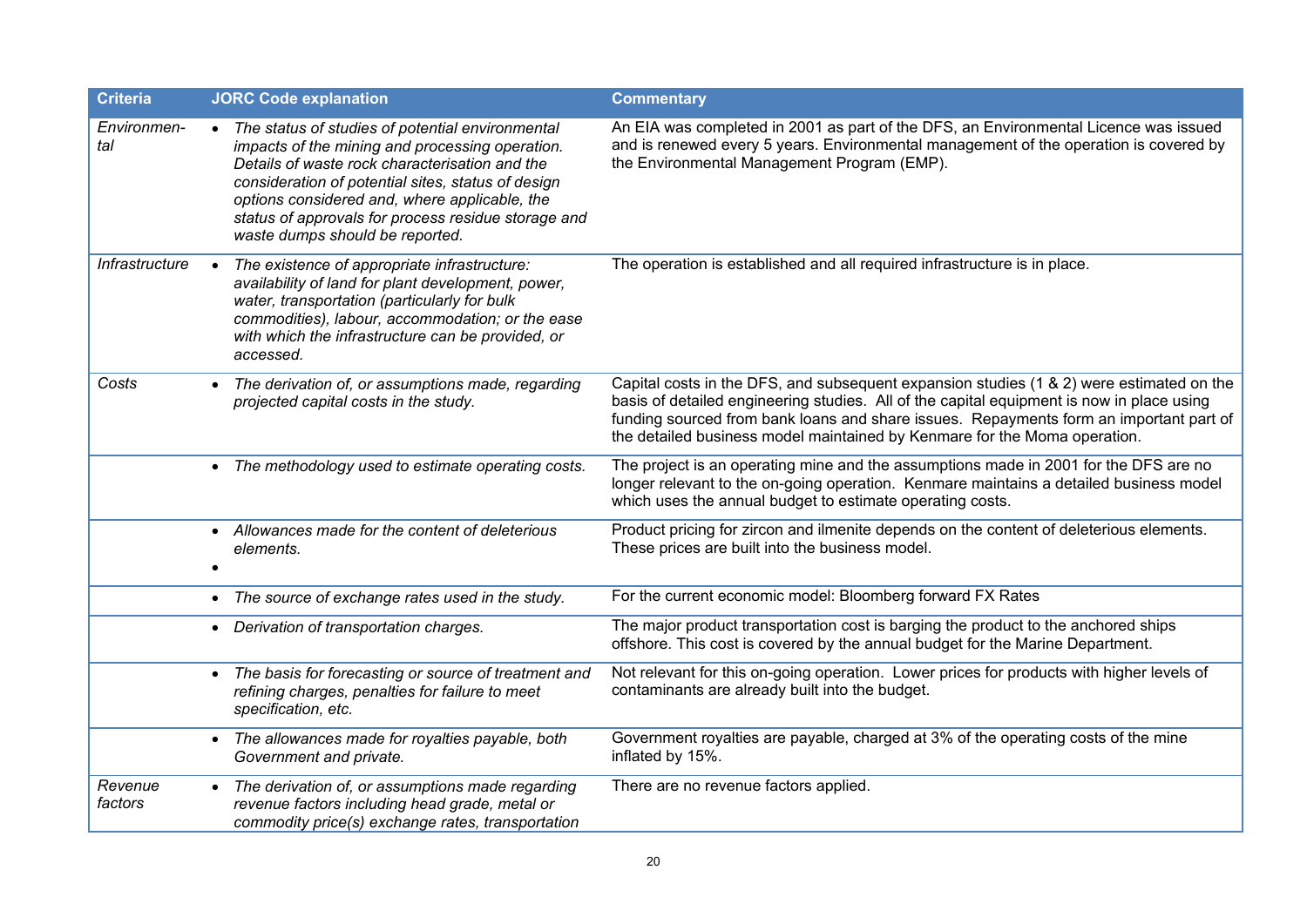| Criteria | JORC Code explanation | Commentary |
|---|---|---|
| *Environmental* | • *The status of studies of potential environmental impacts of the mining and processing operation. Details of waste rock characterisation and the consideration of potential sites, status of design options considered and, where applicable, the status of approvals for process residue storage and waste dumps should be reported.* | An EIA was completed in 2001 as part of the DFS, an Environmental Licence was issued and is renewed every 5 years. Environmental management of the operation is covered by the Environmental Management Program (EMP). |
| *Infrastructure* | • *The existence of appropriate infrastructure: availability of land for plant development, power, water, transportation (particularly for bulk commodities), labour, accommodation; or the ease with which the infrastructure can be provided, or accessed.* | The operation is established and all required infrastructure is in place. |
| *Costs* | • *The derivation of, or assumptions made, regarding projected capital costs in the study.* | Capital costs in the DFS, and subsequent expansion studies (1 & 2) were estimated on the basis of detailed engineering studies. All of the capital equipment is now in place using funding sourced from bank loans and share issues. Repayments form an important part of the detailed business model maintained by Kenmare for the Moma operation. |
| | • *The methodology used to estimate operating costs.* | The project is an operating mine and the assumptions made in 2001 for the DFS are no longer relevant to the on-going operation. Kenmare maintains a detailed business model which uses the annual budget to estimate operating costs. |
| | • *Allowances made for the content of deleterious elements.* | Product pricing for zircon and ilmenite depends on the content of deleterious elements. These prices are built into the business model. |
| | • *The source of exchange rates used in the study.* | For the current economic model: Bloomberg forward FX Rates |
| | • *Derivation of transportation charges.* | The major product transportation cost is barging the product to the anchored ships offshore. This cost is covered by the annual budget for the Marine Department. |
| | • *The basis for forecasting or source of treatment and refining charges, penalties for failure to meet specification, etc.* | Not relevant for this on-going operation. Lower prices for products with higher levels of contaminants are already built into the budget. |
| | • *The allowances made for royalties payable, both Government and private.* | Government royalties are payable, charged at 3% of the operating costs of the mine inflated by 15%. |
| *Revenue factors* | • *The derivation of, or assumptions made regarding revenue factors including head grade, metal or commodity price(s) exchange rates, transportation* | There are no revenue factors applied. |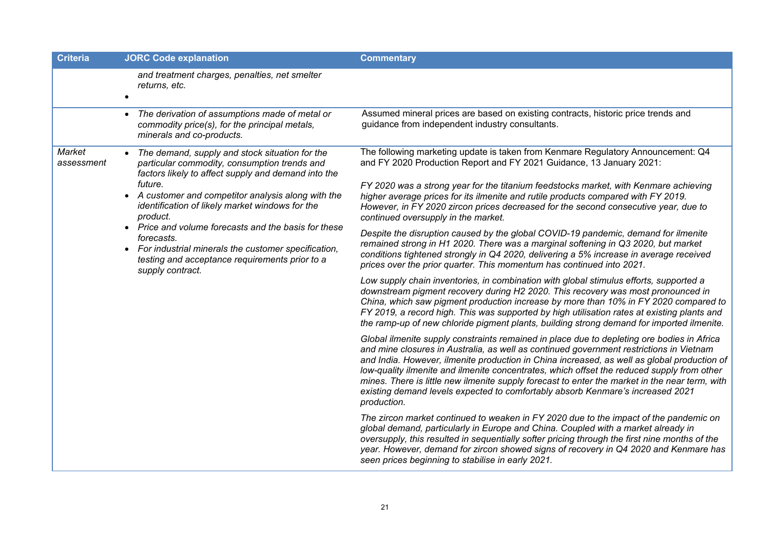| Criteria | JORC Code explanation | Commentary |
|---|---|---|
| | *and treatment charges, penalties, net smelter returns, etc.* <br>• | |
| | • *The derivation of assumptions made of metal or commodity price(s), for the principal metals, minerals and co-products.* | Assumed mineral prices are based on existing contracts, historic price trends and guidance from independent industry consultants. |
| *Market assessment* | • *The demand, supply and stock situation for the particular commodity, consumption trends and factors likely to affect supply and demand into the future.* <br>• *A customer and competitor analysis along with the identification of likely market windows for the product.* <br>• *Price and volume forecasts and the basis for these forecasts.* <br>• *For industrial minerals the customer specification, testing and acceptance requirements prior to a supply contract.* | The following marketing update is taken from Kenmare Regulatory Announcement: Q4 and FY 2020 Production Report and FY 2021 Guidance, 13 January 2021: <br><br>*FY 2020 was a strong year for the titanium feedstocks market, with Kenmare achieving higher average prices for its ilmenite and rutile products compared with FY 2019. However, in FY 2020 zircon prices decreased for the second consecutive year, due to continued oversupply in the market.* <br><br>*Despite the disruption caused by the global COVID-19 pandemic, demand for ilmenite remained strong in H1 2020. There was a marginal softening in Q3 2020, but market conditions tightened strongly in Q4 2020, delivering a 5% increase in average received prices over the prior quarter. This momentum has continued into 2021.* <br><br>*Low supply chain inventories, in combination with global stimulus efforts, supported a downstream pigment recovery during H2 2020. This recovery was most pronounced in China, which saw pigment production increase by more than 10% in FY 2020 compared to FY 2019, a record high. This was supported by high utilisation rates at existing plants and the ramp-up of new chloride pigment plants, building strong demand for imported ilmenite.* <br><br>*Global ilmenite supply constraints remained in place due to depleting ore bodies in Africa and mine closures in Australia, as well as continued government restrictions in Vietnam and India. However, ilmenite production in China increased, as well as global production of low-quality ilmenite and ilmenite concentrates, which offset the reduced supply from other mines. There is little new ilmenite supply forecast to enter the market in the near term, with existing demand levels expected to comfortably absorb Kenmare's increased 2021 production.* <br><br>*The zircon market continued to weaken in FY 2020 due to the impact of the pandemic on global demand, particularly in Europe and China. Coupled with a market already in oversupply, this resulted in sequentially softer pricing through the first nine months of the year. However, demand for zircon showed signs of recovery in Q4 2020 and Kenmare has seen prices beginning to stabilise in early 2021.* |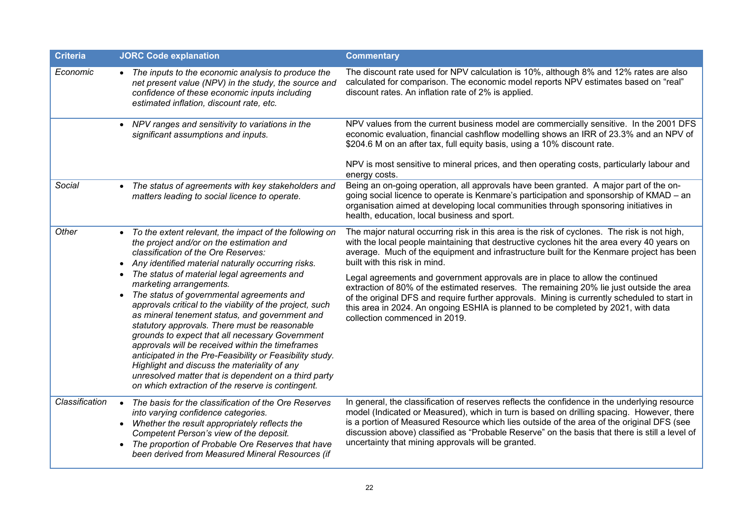| Criteria | JORC Code explanation | Commentary |
|---|---|---|
| *Economic* | • *The inputs to the economic analysis to produce the net present value (NPV) in the study, the source and confidence of these economic inputs including estimated inflation, discount rate, etc.* | The discount rate used for NPV calculation is 10%, although 8% and 12% rates are also calculated for comparison. The economic model reports NPV estimates based on "real" discount rates. An inflation rate of 2% is applied. |
| | • *NPV ranges and sensitivity to variations in the significant assumptions and inputs.* | NPV values from the current business model are commercially sensitive. In the 2001 DFS economic evaluation, financial cashflow modelling shows an IRR of 23.3% and an NPV of $204.6 M on an after tax, full equity basis, using a 10% discount rate.<br><br>NPV is most sensitive to mineral prices, and then operating costs, particularly labour and energy costs. |
| *Social* | • *The status of agreements with key stakeholders and matters leading to social licence to operate.* | Being an on-going operation, all approvals have been granted. A major part of the on-going social licence to operate is Kenmare's participation and sponsorship of KMAD – an organisation aimed at developing local communities through sponsoring initiatives in health, education, local business and sport. |
| *Other* | • *To the extent relevant, the impact of the following on the project and/or on the estimation and classification of the Ore Reserves:*<br>• *Any identified material naturally occurring risks.*<br>• *The status of material legal agreements and marketing arrangements.*<br>• *The status of governmental agreements and approvals critical to the viability of the project, such as mineral tenement status, and government and statutory approvals. There must be reasonable grounds to expect that all necessary Government approvals will be received within the timeframes anticipated in the Pre-Feasibility or Feasibility study. Highlight and discuss the materiality of any unresolved matter that is dependent on a third party on which extraction of the reserve is contingent.* | The major natural occurring risk in this area is the risk of cyclones. The risk is not high, with the local people maintaining that destructive cyclones hit the area every 40 years on average. Much of the equipment and infrastructure built for the Kenmare project has been built with this risk in mind.<br><br>Legal agreements and government approvals are in place to allow the continued extraction of 80% of the estimated reserves. The remaining 20% lie just outside the area of the original DFS and require further approvals. Mining is currently scheduled to start in this area in 2024. An ongoing ESHIA is planned to be completed by 2021, with data collection commenced in 2019. |
| *Classification* | • *The basis for the classification of the Ore Reserves into varying confidence categories.*<br>• *Whether the result appropriately reflects the Competent Person's view of the deposit.*<br>• *The proportion of Probable Ore Reserves that have been derived from Measured Mineral Resources (if* | In general, the classification of reserves reflects the confidence in the underlying resource model (Indicated or Measured), which in turn is based on drilling spacing. However, there is a portion of Measured Resource which lies outside of the area of the original DFS (see discussion above) classified as "Probable Reserve" on the basis that there is still a level of uncertainty that mining approvals will be granted. |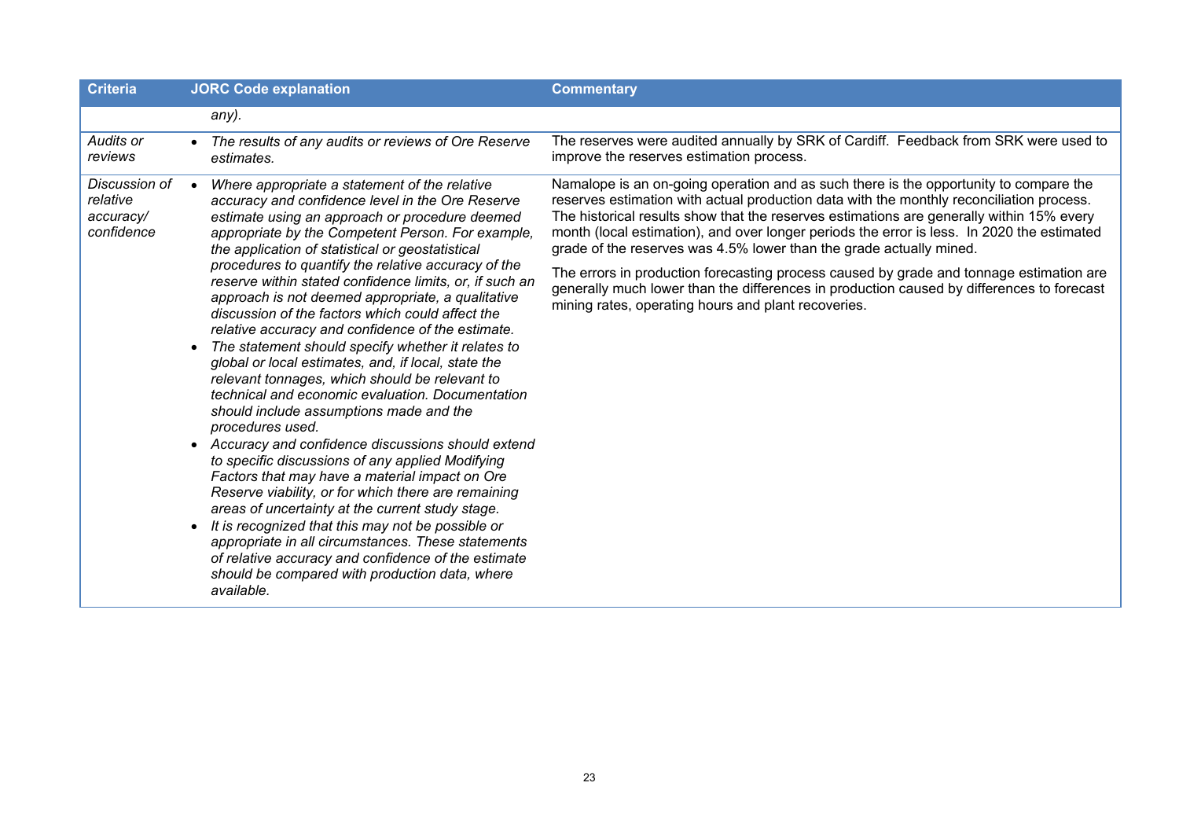| Criteria | JORC Code explanation | Commentary |
|---|---|---|
| | *any).* | |
| *Audits or reviews* | • *The results of any audits or reviews of Ore Reserve estimates.* | The reserves were audited annually by SRK of Cardiff. Feedback from SRK were used to improve the reserves estimation process. |
| *Discussion of relative accuracy/ confidence* | • *Where appropriate a statement of the relative accuracy and confidence level in the Ore Reserve estimate using an approach or procedure deemed appropriate by the Competent Person. For example, the application of statistical or geostatistical procedures to quantify the relative accuracy of the reserve within stated confidence limits, or, if such an approach is not deemed appropriate, a qualitative discussion of the factors which could affect the relative accuracy and confidence of the estimate.*<br>• *The statement should specify whether it relates to global or local estimates, and, if local, state the relevant tonnages, which should be relevant to technical and economic evaluation. Documentation should include assumptions made and the procedures used.*<br>• *Accuracy and confidence discussions should extend to specific discussions of any applied Modifying Factors that may have a material impact on Ore Reserve viability, or for which there are remaining areas of uncertainty at the current study stage.*<br>• *It is recognized that this may not be possible or appropriate in all circumstances. These statements of relative accuracy and confidence of the estimate should be compared with production data, where available.* | Namalope is an on-going operation and as such there is the opportunity to compare the reserves estimation with actual production data with the monthly reconciliation process. The historical results show that the reserves estimations are generally within 15% every month (local estimation), and over longer periods the error is less. In 2020 the estimated grade of the reserves was 4.5% lower than the grade actually mined.<br><br>The errors in production forecasting process caused by grade and tonnage estimation are generally much lower than the differences in production caused by differences to forecast mining rates, operating hours and plant recoveries. |